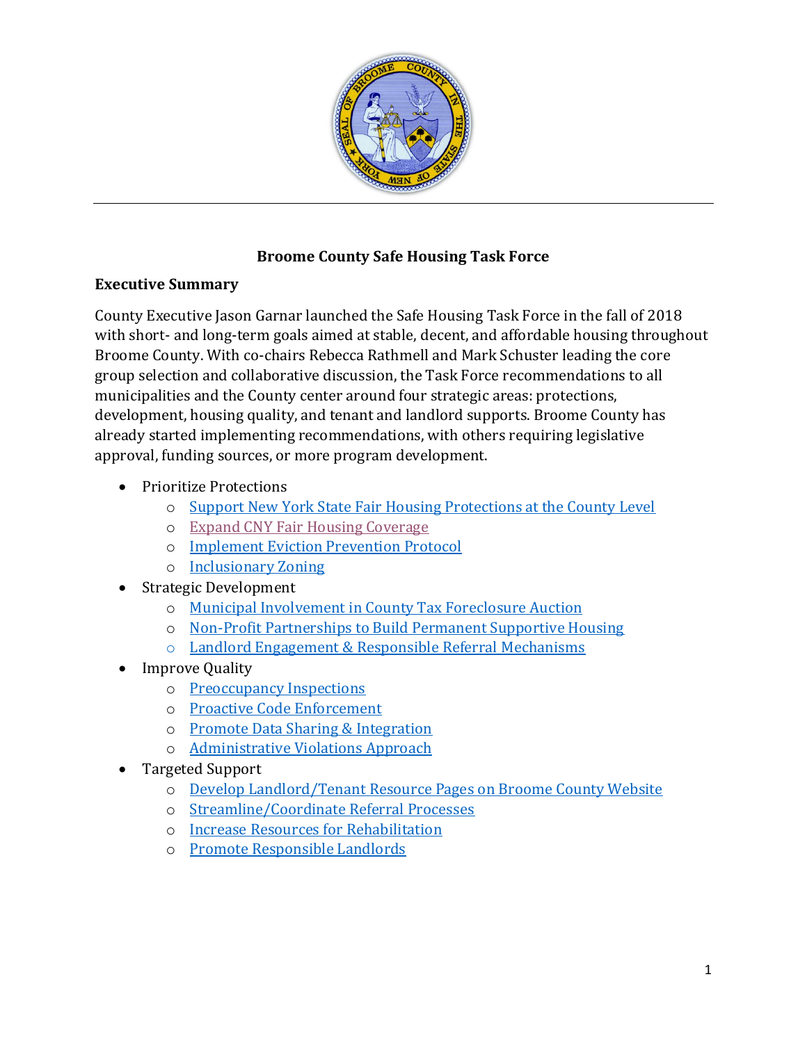## Broome County Safe Housing Task Force

### Executive Summary

County Executive Jason Garnar launched the Safe Housing Task Force in the fall of 2018 with short- and long-term goals aimed at stable, decent, and affordable housing throughout Broome County. With co-chairs Rebecca Rathmell and Mark Schuster leading the core group selection and collaborative discussion, the Task Force recommendations to all municipalities and the County center around four strategic areas: protections, development, housing quality, and tenant and landlord supports. Broome County has already started implementing recommendations, with others requiring legislative approval, funding sources, or more program development.

- Prioritize Protections
  - Support New York State Fair Housing Protections at the County Level
  - Expand CNY Fair Housing Coverage
  - Implement Eviction Prevention Protocol
  - Inclusionary Zoning
- Strategic Development
  - Municipal Involvement in County Tax Foreclosure Auction
  - Non-Profit Partnerships to Build Permanent Supportive Housing
  - Landlord Engagement & Responsible Referral Mechanisms
- Improve Quality
  - Preoccupancy Inspections
  - Proactive Code Enforcement
  - Promote Data Sharing & Integration
  - Administrative Violations Approach
- Targeted Support
  - Develop Landlord/Tenant Resource Pages on Broome County Website
  - Streamline/Coordinate Referral Processes
  - Increase Resources for Rehabilitation
  - Promote Responsible Landlords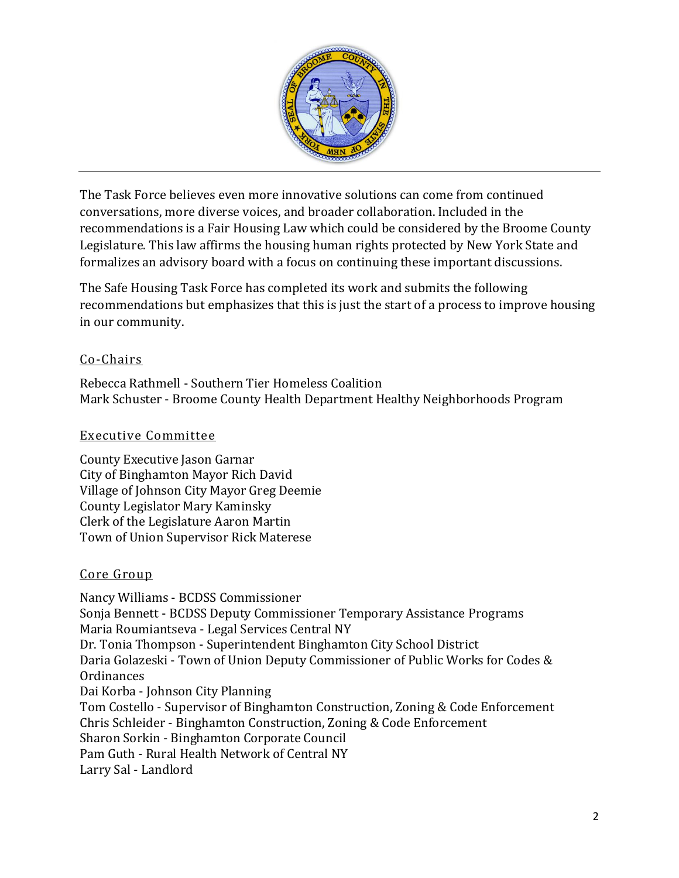The Task Force believes even more innovative solutions can come from continued conversations, more diverse voices, and broader collaboration. Included in the recommendations is a Fair Housing Law which could be considered by the Broome County Legislature. This law affirms the housing human rights protected by New York State and formalizes an advisory board with a focus on continuing these important discussions.

The Safe Housing Task Force has completed its work and submits the following recommendations but emphasizes that this is just the start of a process to improve housing in our community.

## Co-Chairs

Rebecca Rathmell - Southern Tier Homeless Coalition
Mark Schuster - Broome County Health Department Healthy Neighborhoods Program

## Executive Committee

County Executive Jason Garnar
City of Binghamton Mayor Rich David
Village of Johnson City Mayor Greg Deemie
County Legislator Mary Kaminsky
Clerk of the Legislature Aaron Martin
Town of Union Supervisor Rick Materese

## Core Group

Nancy Williams - BCDSS Commissioner
Sonja Bennett - BCDSS Deputy Commissioner Temporary Assistance Programs
Maria Roumiantseva - Legal Services Central NY
Dr. Tonia Thompson - Superintendent Binghamton City School District
Daria Golazeski - Town of Union Deputy Commissioner of Public Works for Codes & Ordinances
Dai Korba - Johnson City Planning
Tom Costello - Supervisor of Binghamton Construction, Zoning & Code Enforcement
Chris Schleider - Binghamton Construction, Zoning & Code Enforcement
Sharon Sorkin - Binghamton Corporate Council
Pam Guth - Rural Health Network of Central NY
Larry Sal - Landlord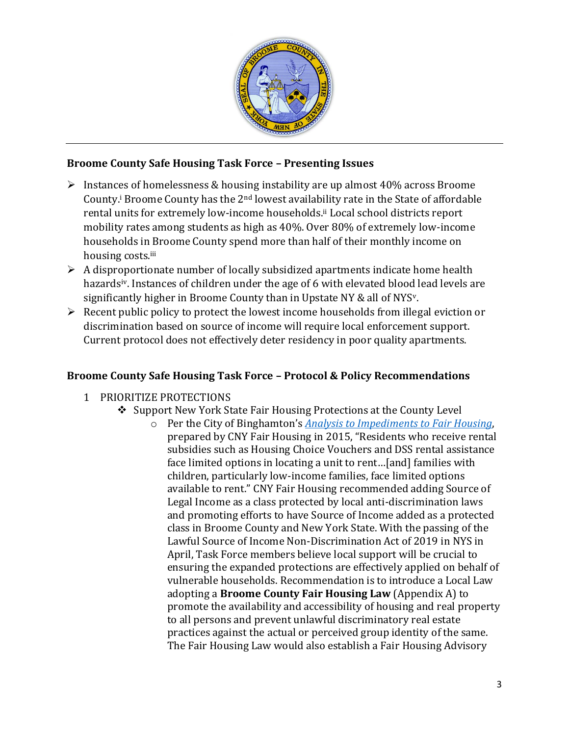### Broome County Safe Housing Task Force – Presenting Issues

- Instances of homelessness & housing instability are up almost 40% across Broome County.[i] Broome County has the 2nd lowest availability rate in the State of affordable rental units for extremely low-income households.[ii] Local school districts report mobility rates among students as high as 40%. Over 80% of extremely low-income households in Broome County spend more than half of their monthly income on housing costs.[iii]
- A disproportionate number of locally subsidized apartments indicate home health hazards[iv]. Instances of children under the age of 6 with elevated blood lead levels are significantly higher in Broome County than in Upstate NY & all of NYS[v].
- Recent public policy to protect the lowest income households from illegal eviction or discrimination based on source of income will require local enforcement support. Current protocol does not effectively deter residency in poor quality apartments.

### Broome County Safe Housing Task Force – Protocol & Policy Recommendations

1. PRIORITIZE PROTECTIONS
   - Support New York State Fair Housing Protections at the County Level
     - Per the City of Binghamton's *Analysis to Impediments to Fair Housing*, prepared by CNY Fair Housing in 2015, "Residents who receive rental subsidies such as Housing Choice Vouchers and DSS rental assistance face limited options in locating a unit to rent…[and] families with children, particularly low-income families, face limited options available to rent." CNY Fair Housing recommended adding Source of Legal Income as a class protected by local anti-discrimination laws and promoting efforts to have Source of Income added as a protected class in Broome County and New York State. With the passing of the Lawful Source of Income Non-Discrimination Act of 2019 in NYS in April, Task Force members believe local support will be crucial to ensuring the expanded protections are effectively applied on behalf of vulnerable households. Recommendation is to introduce a Local Law adopting a **Broome County Fair Housing Law** (Appendix A) to promote the availability and accessibility of housing and real property to all persons and prevent unlawful discriminatory real estate practices against the actual or perceived group identity of the same. The Fair Housing Law would also establish a Fair Housing Advisory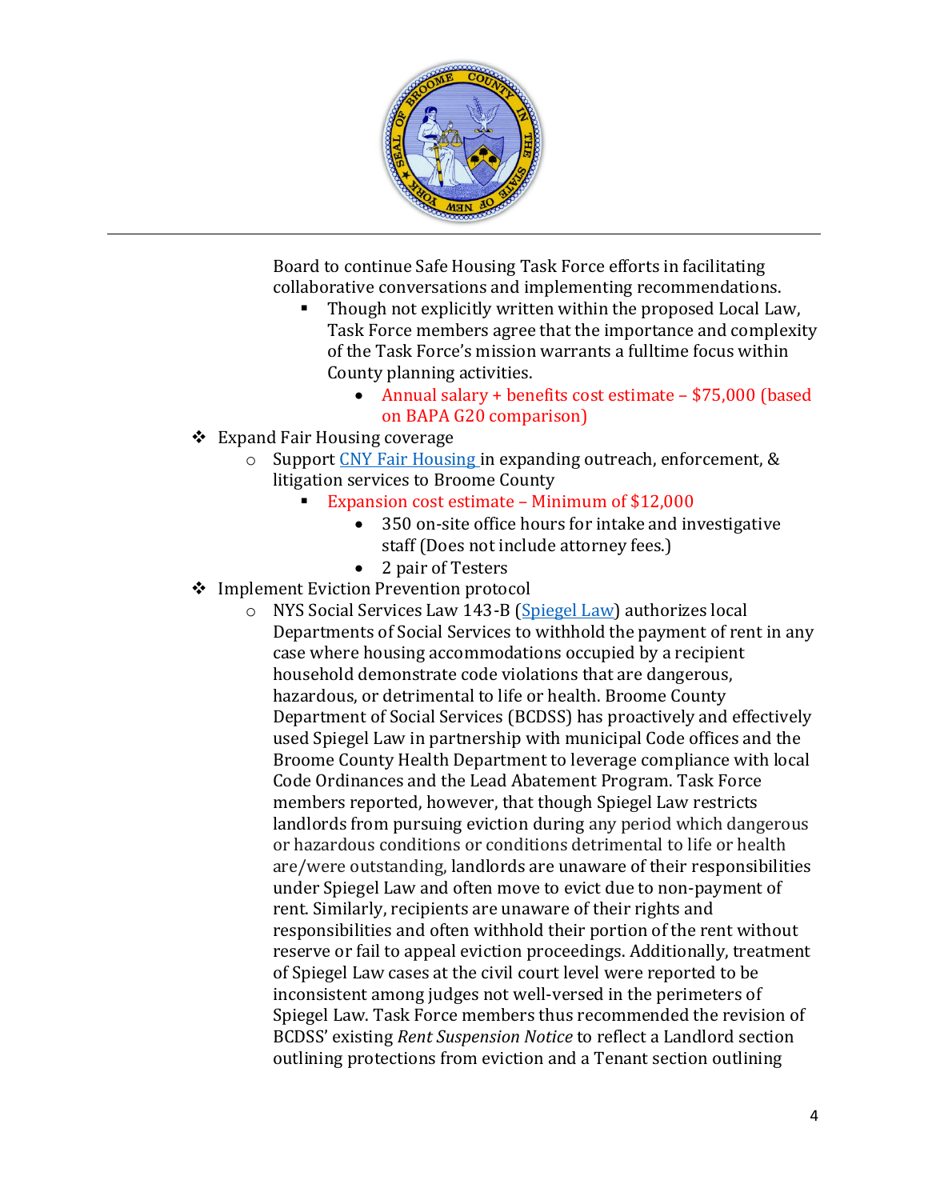Board to continue Safe Housing Task Force efforts in facilitating collaborative conversations and implementing recommendations.

- Though not explicitly written within the proposed Local Law, Task Force members agree that the importance and complexity of the Task Force's mission warrants a fulltime focus within County planning activities.
  - Annual salary + benefits cost estimate – $75,000 (based on BAPA G20 comparison)

- Expand Fair Housing coverage
  - Support [CNY Fair Housing](CNY Fair Housing) in expanding outreach, enforcement, & litigation services to Broome County
    - Expansion cost estimate – Minimum of $12,000
      - 350 on-site office hours for intake and investigative staff (Does not include attorney fees.)
      - 2 pair of Testers
- Implement Eviction Prevention protocol
  - NYS Social Services Law 143-B ([Spiegel Law](Spiegel Law)) authorizes local Departments of Social Services to withhold the payment of rent in any case where housing accommodations occupied by a recipient household demonstrate code violations that are dangerous, hazardous, or detrimental to life or health. Broome County Department of Social Services (BCDSS) has proactively and effectively used Spiegel Law in partnership with municipal Code offices and the Broome County Health Department to leverage compliance with local Code Ordinances and the Lead Abatement Program. Task Force members reported, however, that though Spiegel Law restricts landlords from pursuing eviction during any period which dangerous or hazardous conditions or conditions detrimental to life or health are/were outstanding, landlords are unaware of their responsibilities under Spiegel Law and often move to evict due to non-payment of rent. Similarly, recipients are unaware of their rights and responsibilities and often withhold their portion of the rent without reserve or fail to appeal eviction proceedings. Additionally, treatment of Spiegel Law cases at the civil court level were reported to be inconsistent among judges not well-versed in the perimeters of Spiegel Law. Task Force members thus recommended the revision of BCDSS' existing *Rent Suspension Notice* to reflect a Landlord section outlining protections from eviction and a Tenant section outlining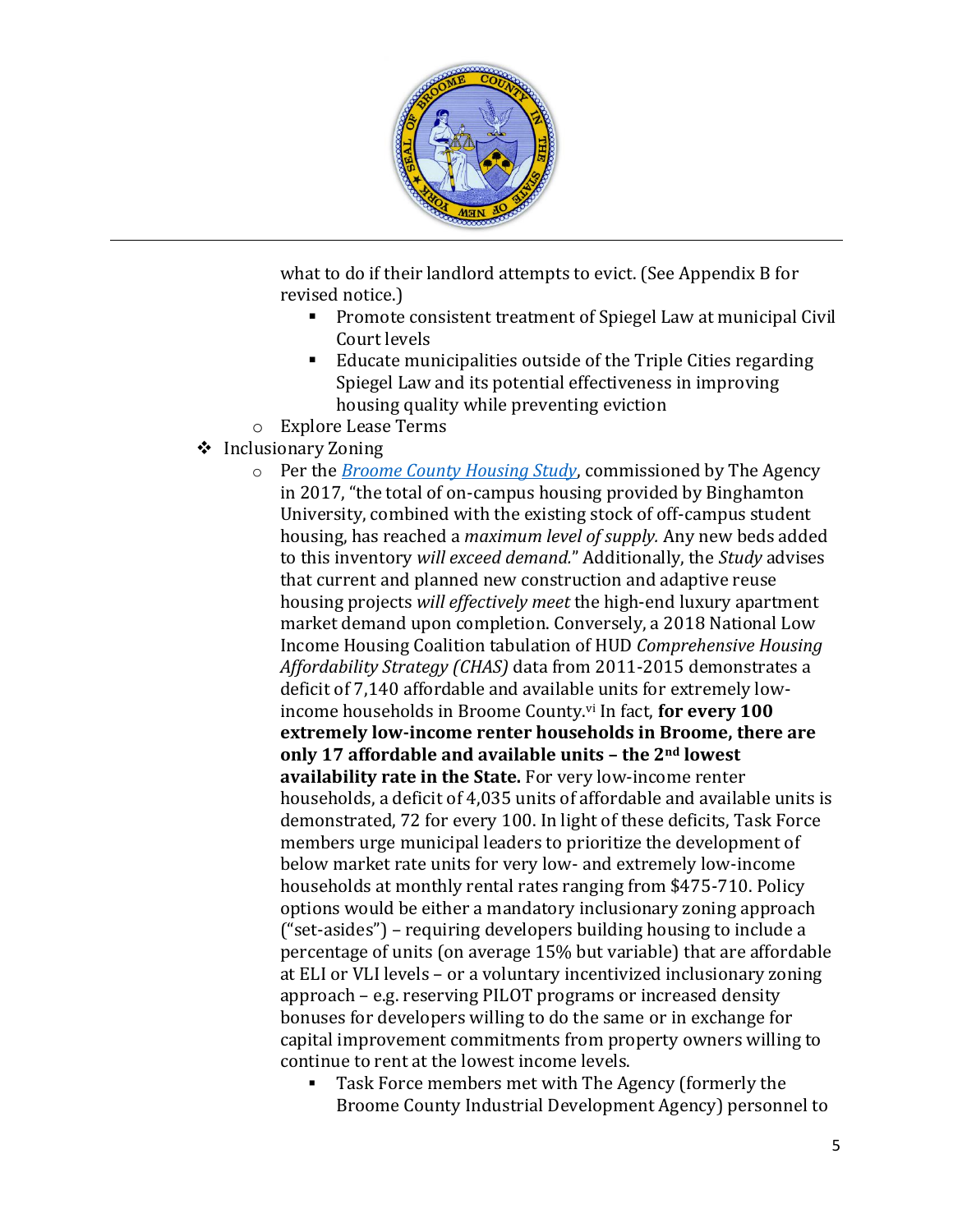what to do if their landlord attempts to evict. (See Appendix B for revised notice.)

    - Promote consistent treatment of Spiegel Law at municipal Civil Court levels
    - Educate municipalities outside of the Triple Cities regarding Spiegel Law and its potential effectiveness in improving housing quality while preventing eviction

  - Explore Lease Terms

- Inclusionary Zoning
  - Per the *Broome County Housing Study*, commissioned by The Agency in 2017, "the total of on-campus housing provided by Binghamton University, combined with the existing stock of off-campus student housing, has reached a *maximum level of supply.* Any new beds added to this inventory *will exceed demand.*" Additionally, the *Study* advises that current and planned new construction and adaptive reuse housing projects *will effectively meet* the high-end luxury apartment market demand upon completion. Conversely, a 2018 National Low Income Housing Coalition tabulation of HUD *Comprehensive Housing Affordability Strategy (CHAS)* data from 2011-2015 demonstrates a deficit of 7,140 affordable and available units for extremely low-income households in Broome County.[vi] In fact, **for every 100 extremely low-income renter households in Broome, there are only 17 affordable and available units – the 2nd lowest availability rate in the State.** For very low-income renter households, a deficit of 4,035 units of affordable and available units is demonstrated, 72 for every 100. In light of these deficits, Task Force members urge municipal leaders to prioritize the development of below market rate units for very low- and extremely low-income households at monthly rental rates ranging from $475-710. Policy options would be either a mandatory inclusionary zoning approach ("set-asides") – requiring developers building housing to include a percentage of units (on average 15% but variable) that are affordable at ELI or VLI levels – or a voluntary incentivized inclusionary zoning approach – e.g. reserving PILOT programs or increased density bonuses for developers willing to do the same or in exchange for capital improvement commitments from property owners willing to continue to rent at the lowest income levels.
    - Task Force members met with The Agency (formerly the Broome County Industrial Development Agency) personnel to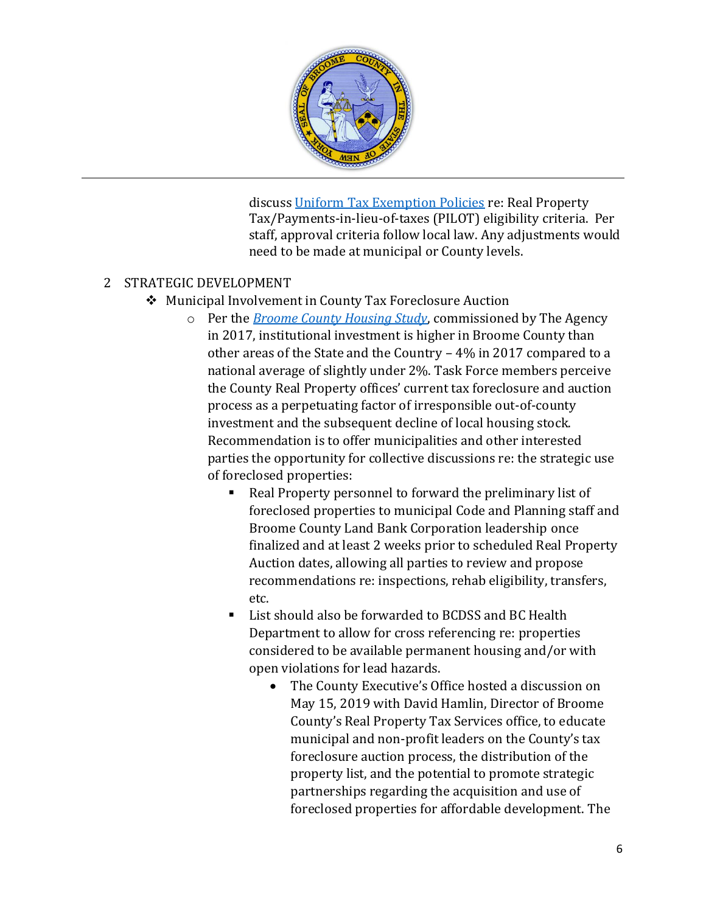discuss [Uniform Tax Exemption Policies] re: Real Property Tax/Payments-in-lieu-of-taxes (PILOT) eligibility criteria. Per staff, approval criteria follow local law. Any adjustments would need to be made at municipal or County levels.

## 2 STRATEGIC DEVELOPMENT

- Municipal Involvement in County Tax Foreclosure Auction
  - Per the *Broome County Housing Study*, commissioned by The Agency in 2017, institutional investment is higher in Broome County than other areas of the State and the Country – 4% in 2017 compared to a national average of slightly under 2%. Task Force members perceive the County Real Property offices' current tax foreclosure and auction process as a perpetuating factor of irresponsible out-of-county investment and the subsequent decline of local housing stock. Recommendation is to offer municipalities and other interested parties the opportunity for collective discussions re: the strategic use of foreclosed properties:
    - Real Property personnel to forward the preliminary list of foreclosed properties to municipal Code and Planning staff and Broome County Land Bank Corporation leadership once finalized and at least 2 weeks prior to scheduled Real Property Auction dates, allowing all parties to review and propose recommendations re: inspections, rehab eligibility, transfers, etc.
    - List should also be forwarded to BCDSS and BC Health Department to allow for cross referencing re: properties considered to be available permanent housing and/or with open violations for lead hazards.
      - The County Executive's Office hosted a discussion on May 15, 2019 with David Hamlin, Director of Broome County's Real Property Tax Services office, to educate municipal and non-profit leaders on the County's tax foreclosure auction process, the distribution of the property list, and the potential to promote strategic partnerships regarding the acquisition and use of foreclosed properties for affordable development. The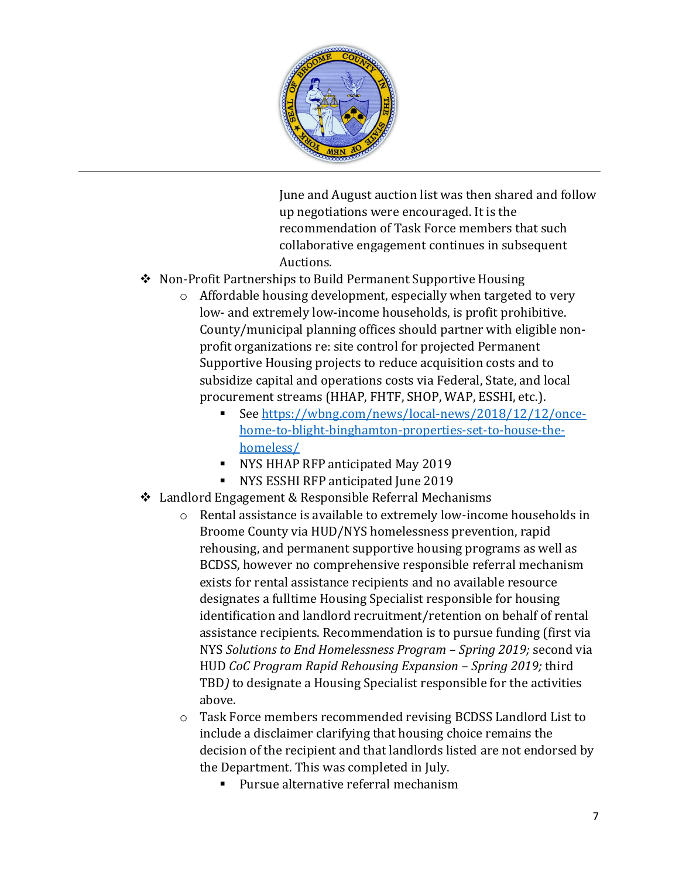June and August auction list was then shared and follow up negotiations were encouraged. It is the recommendation of Task Force members that such collaborative engagement continues in subsequent Auctions.

- Non-Profit Partnerships to Build Permanent Supportive Housing
    - Affordable housing development, especially when targeted to very low- and extremely low-income households, is profit prohibitive. County/municipal planning offices should partner with eligible non-profit organizations re: site control for projected Permanent Supportive Housing projects to reduce acquisition costs and to subsidize capital and operations costs via Federal, State, and local procurement streams (HHAP, FHTF, SHOP, WAP, ESSHI, etc.).
        - See [https://wbng.com/news/local-news/2018/12/12/once-home-to-blight-binghamton-properties-set-to-house-the-homeless/](https://wbng.com/news/local-news/2018/12/12/once-home-to-blight-binghamton-properties-set-to-house-the-homeless/)
        - NYS HHAP RFP anticipated May 2019
        - NYS ESSHI RFP anticipated June 2019
- Landlord Engagement & Responsible Referral Mechanisms
    - Rental assistance is available to extremely low-income households in Broome County via HUD/NYS homelessness prevention, rapid rehousing, and permanent supportive housing programs as well as BCDSS, however no comprehensive responsible referral mechanism exists for rental assistance recipients and no available resource designates a fulltime Housing Specialist responsible for housing identification and landlord recruitment/retention on behalf of rental assistance recipients. Recommendation is to pursue funding (first via NYS *Solutions to End Homelessness Program – Spring 2019;* second via HUD *CoC Program Rapid Rehousing Expansion – Spring 2019;* third TBD*)* to designate a Housing Specialist responsible for the activities above.
    - Task Force members recommended revising BCDSS Landlord List to include a disclaimer clarifying that housing choice remains the decision of the recipient and that landlords listed are not endorsed by the Department. This was completed in July.
        - Pursue alternative referral mechanism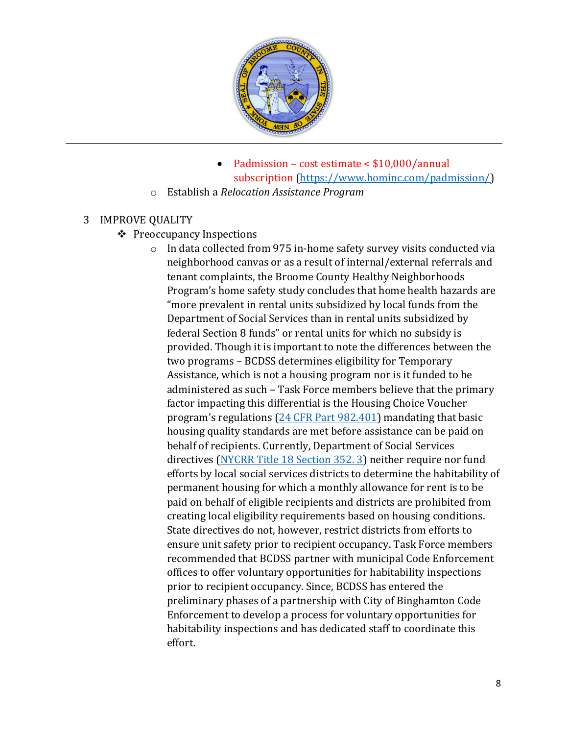- Padmission – cost estimate < $10,000/annual subscription ([https://www.hominc.com/padmission/](https://www.hominc.com/padmission/))
    - Establish a *Relocation Assistance Program*

3 IMPROVE QUALITY

- Preoccupancy Inspections
    - In data collected from 975 in-home safety survey visits conducted via neighborhood canvas or as a result of internal/external referrals and tenant complaints, the Broome County Healthy Neighborhoods Program's home safety study concludes that home health hazards are "more prevalent in rental units subsidized by local funds from the Department of Social Services than in rental units subsidized by federal Section 8 funds" or rental units for which no subsidy is provided. Though it is important to note the differences between the two programs – BCDSS determines eligibility for Temporary Assistance, which is not a housing program nor is it funded to be administered as such – Task Force members believe that the primary factor impacting this differential is the Housing Choice Voucher program's regulations ([24 CFR Part 982.401]()) mandating that basic housing quality standards are met before assistance can be paid on behalf of recipients. Currently, Department of Social Services directives ([NYCRR Title 18 Section 352. 3]()) neither require nor fund efforts by local social services districts to determine the habitability of permanent housing for which a monthly allowance for rent is to be paid on behalf of eligible recipients and districts are prohibited from creating local eligibility requirements based on housing conditions. State directives do not, however, restrict districts from efforts to ensure unit safety prior to recipient occupancy. Task Force members recommended that BCDSS partner with municipal Code Enforcement offices to offer voluntary opportunities for habitability inspections prior to recipient occupancy. Since, BCDSS has entered the preliminary phases of a partnership with City of Binghamton Code Enforcement to develop a process for voluntary opportunities for habitability inspections and has dedicated staff to coordinate this effort.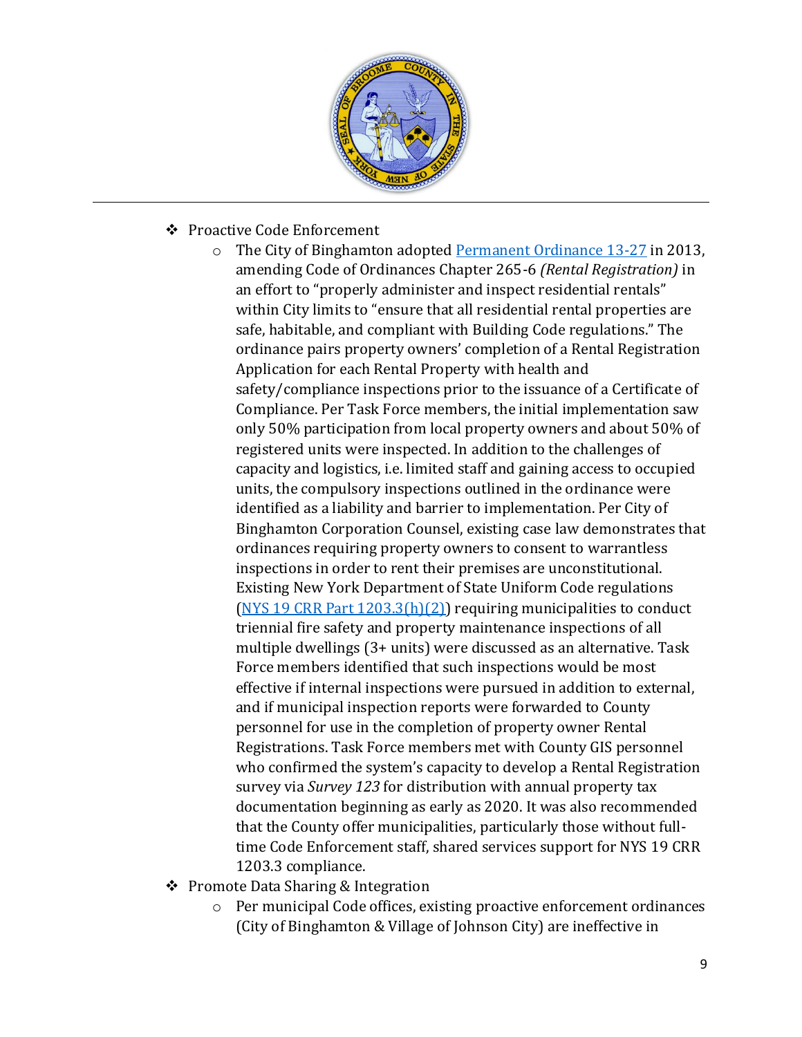- Proactive Code Enforcement
    - The City of Binghamton adopted [Permanent Ordinance 13-27]() in 2013, amending Code of Ordinances Chapter 265-6 *(Rental Registration)* in an effort to "properly administer and inspect residential rentals" within City limits to "ensure that all residential rental properties are safe, habitable, and compliant with Building Code regulations." The ordinance pairs property owners' completion of a Rental Registration Application for each Rental Property with health and safety/compliance inspections prior to the issuance of a Certificate of Compliance. Per Task Force members, the initial implementation saw only 50% participation from local property owners and about 50% of registered units were inspected. In addition to the challenges of capacity and logistics, i.e. limited staff and gaining access to occupied units, the compulsory inspections outlined in the ordinance were identified as a liability and barrier to implementation. Per City of Binghamton Corporation Counsel, existing case law demonstrates that ordinances requiring property owners to consent to warrantless inspections in order to rent their premises are unconstitutional. Existing New York Department of State Uniform Code regulations ([NYS 19 CRR Part 1203.3(h)(2)]()) requiring municipalities to conduct triennial fire safety and property maintenance inspections of all multiple dwellings (3+ units) were discussed as an alternative. Task Force members identified that such inspections would be most effective if internal inspections were pursued in addition to external, and if municipal inspection reports were forwarded to County personnel for use in the completion of property owner Rental Registrations. Task Force members met with County GIS personnel who confirmed the system's capacity to develop a Rental Registration survey via *Survey 123* for distribution with annual property tax documentation beginning as early as 2020. It was also recommended that the County offer municipalities, particularly those without full-time Code Enforcement staff, shared services support for NYS 19 CRR 1203.3 compliance.
- Promote Data Sharing & Integration
    - Per municipal Code offices, existing proactive enforcement ordinances (City of Binghamton & Village of Johnson City) are ineffective in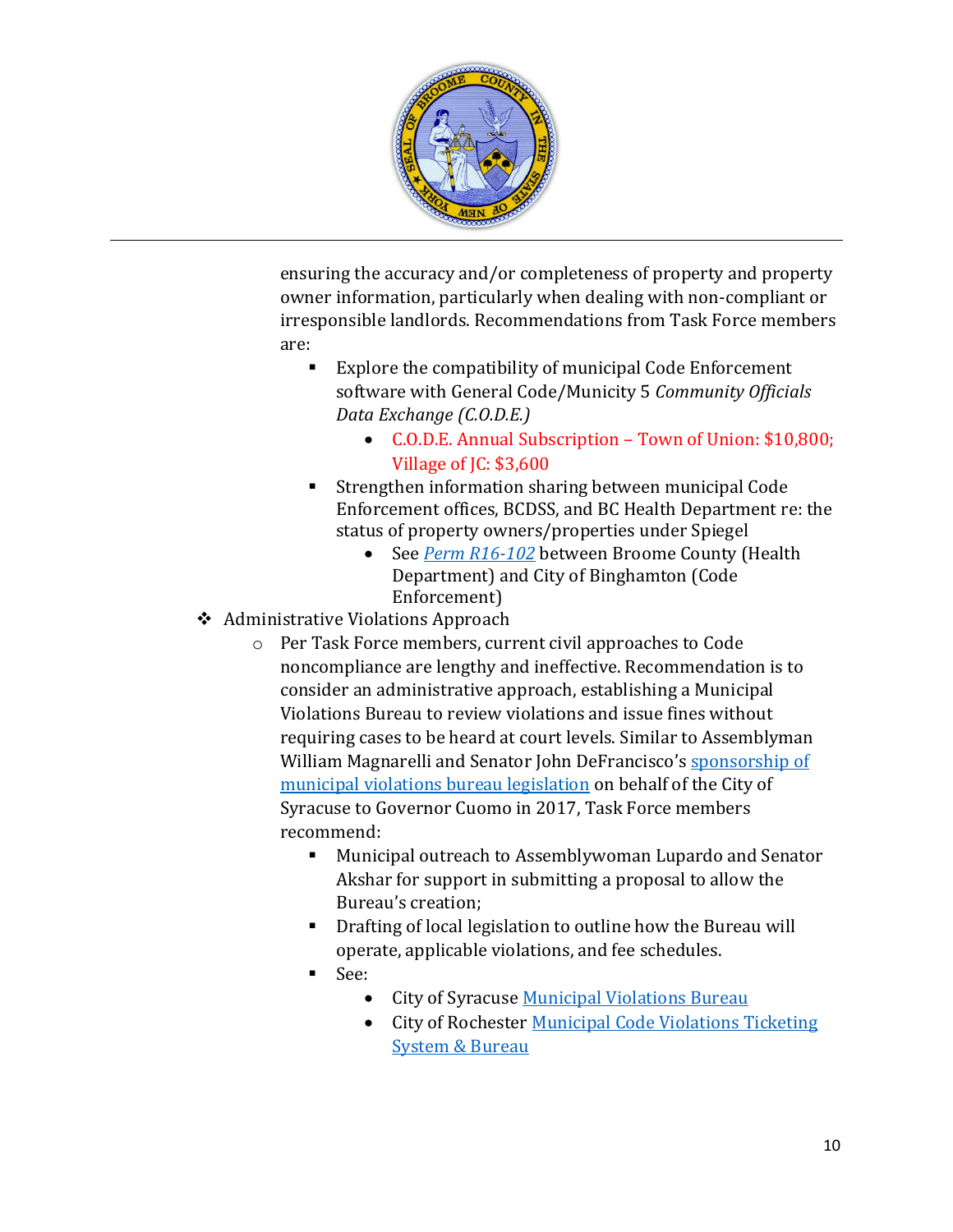ensuring the accuracy and/or completeness of property and property owner information, particularly when dealing with non-compliant or irresponsible landlords. Recommendations from Task Force members are:

- Explore the compatibility of municipal Code Enforcement software with General Code/Municity 5 *Community Officials Data Exchange (C.O.D.E.)*
  - C.O.D.E. Annual Subscription – Town of Union: $10,800; Village of JC: $3,600
- Strengthen information sharing between municipal Code Enforcement offices, BCDSS, and BC Health Department re: the status of property owners/properties under Spiegel
  - See *Perm R16-102* between Broome County (Health Department) and City of Binghamton (Code Enforcement)

- Administrative Violations Approach
  - Per Task Force members, current civil approaches to Code noncompliance are lengthy and ineffective. Recommendation is to consider an administrative approach, establishing a Municipal Violations Bureau to review violations and issue fines without requiring cases to be heard at court levels. Similar to Assemblyman William Magnarelli and Senator John DeFrancisco's sponsorship of municipal violations bureau legislation on behalf of the City of Syracuse to Governor Cuomo in 2017, Task Force members recommend:
    - Municipal outreach to Assemblywoman Lupardo and Senator Akshar for support in submitting a proposal to allow the Bureau's creation;
    - Drafting of local legislation to outline how the Bureau will operate, applicable violations, and fee schedules.
    - See:
      - City of Syracuse Municipal Violations Bureau
      - City of Rochester Municipal Code Violations Ticketing System & Bureau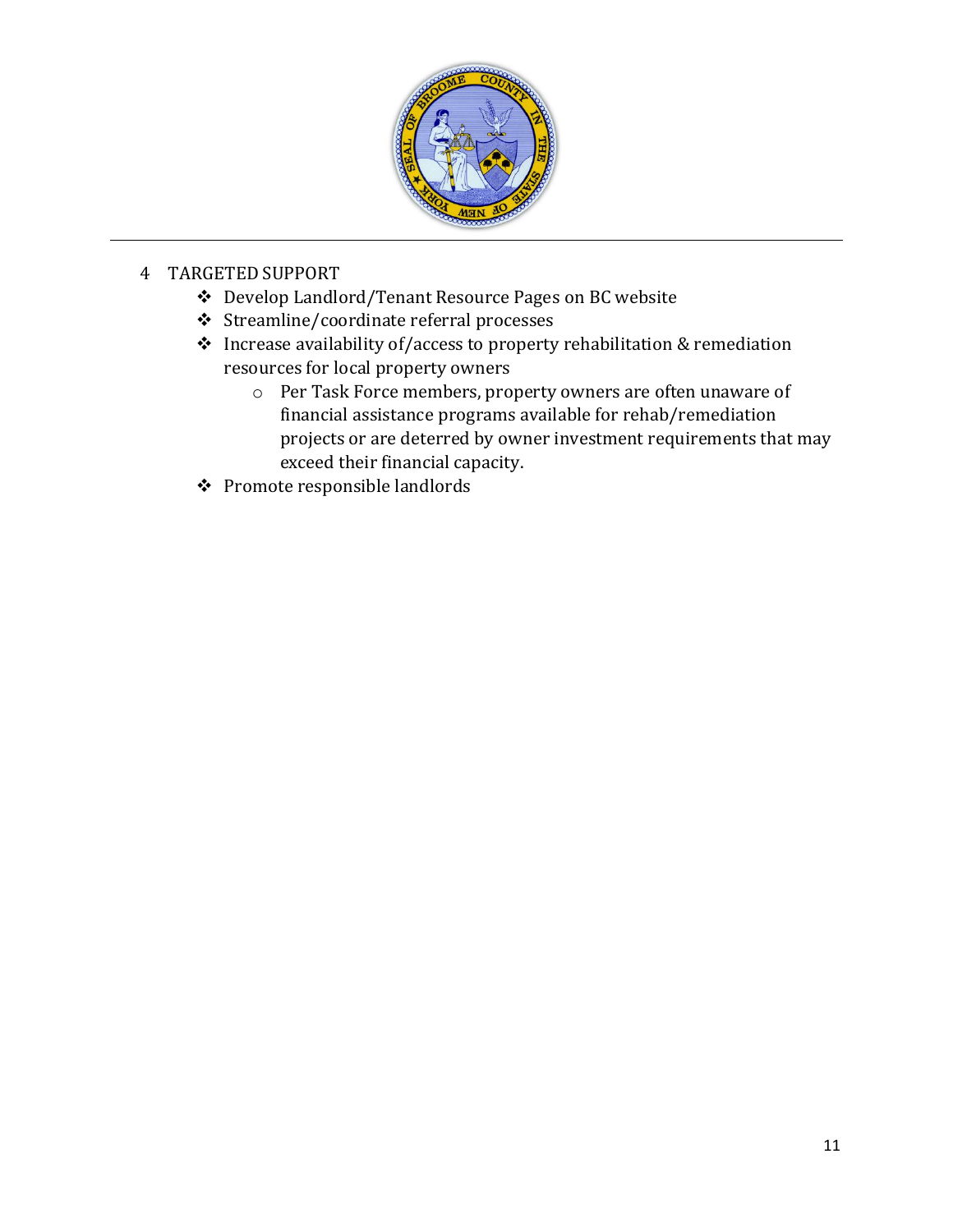4 TARGETED SUPPORT

- Develop Landlord/Tenant Resource Pages on BC website
- Streamline/coordinate referral processes
- Increase availability of/access to property rehabilitation & remediation resources for local property owners
    - Per Task Force members, property owners are often unaware of financial assistance programs available for rehab/remediation projects or are deterred by owner investment requirements that may exceed their financial capacity.
- Promote responsible landlords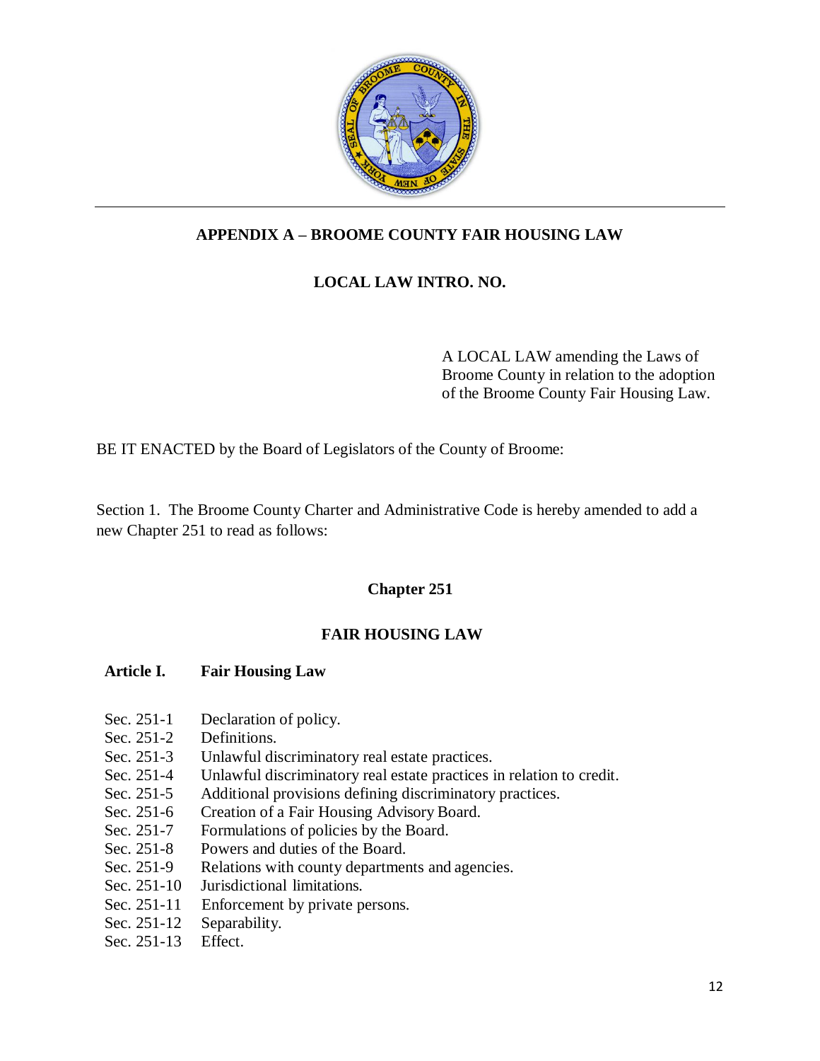# APPENDIX A – BROOME COUNTY FAIR HOUSING LAW

## LOCAL LAW INTRO. NO.

A LOCAL LAW amending the Laws of Broome County in relation to the adoption of the Broome County Fair Housing Law.

BE IT ENACTED by the Board of Legislators of the County of Broome:

Section 1. The Broome County Charter and Administrative Code is hereby amended to add a new Chapter 251 to read as follows:

## Chapter 251

## FAIR HOUSING LAW

**Article I. Fair Housing Law**

- Sec. 251-1 Declaration of policy.
- Sec. 251-2 Definitions.
- Sec. 251-3 Unlawful discriminatory real estate practices.
- Sec. 251-4 Unlawful discriminatory real estate practices in relation to credit.
- Sec. 251-5 Additional provisions defining discriminatory practices.
- Sec. 251-6 Creation of a Fair Housing Advisory Board.
- Sec. 251-7 Formulations of policies by the Board.
- Sec. 251-8 Powers and duties of the Board.
- Sec. 251-9 Relations with county departments and agencies.
- Sec. 251-10 Jurisdictional limitations.
- Sec. 251-11 Enforcement by private persons.
- Sec. 251-12 Separability.
- Sec. 251-13 Effect.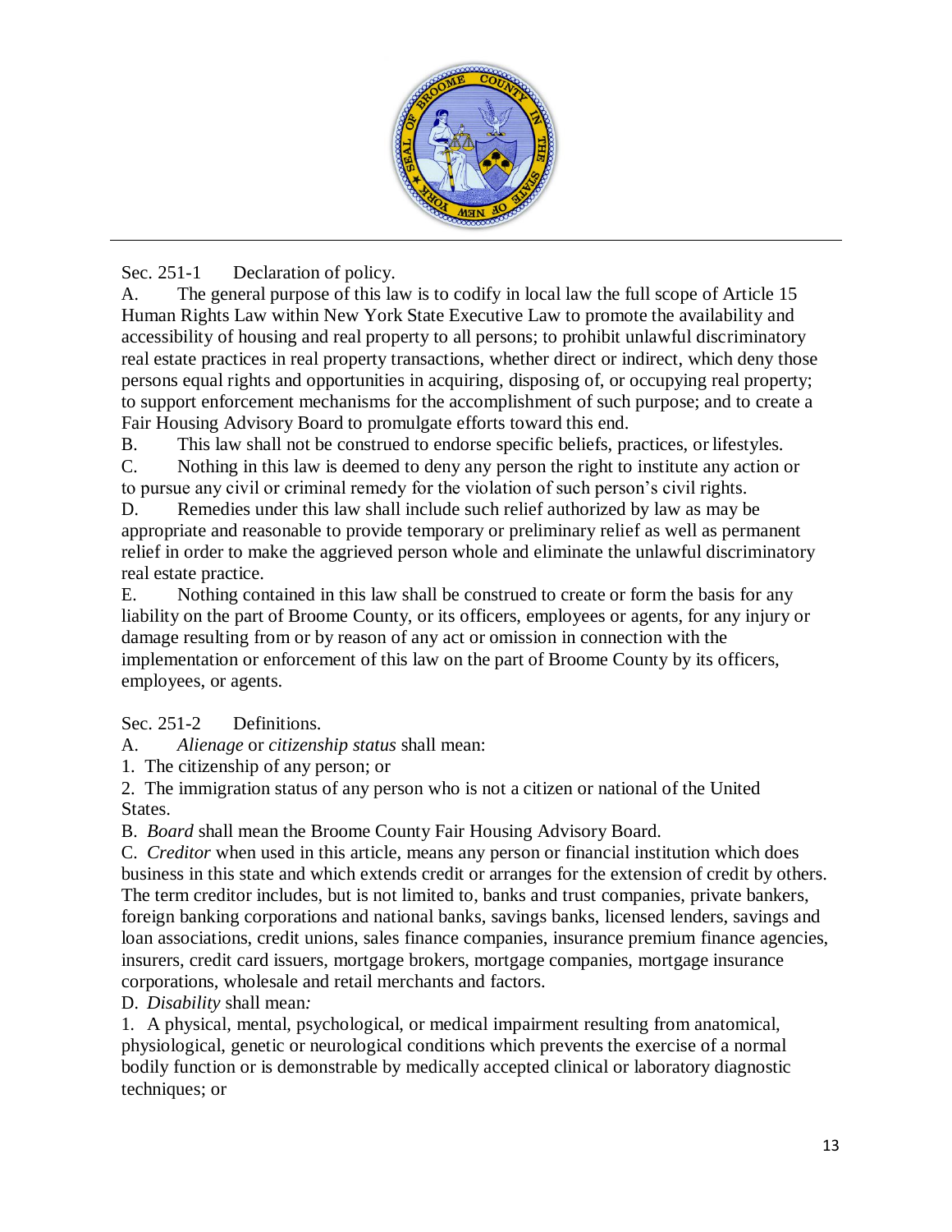Sec. 251-1 Declaration of policy.

A. The general purpose of this law is to codify in local law the full scope of Article 15 Human Rights Law within New York State Executive Law to promote the availability and accessibility of housing and real property to all persons; to prohibit unlawful discriminatory real estate practices in real property transactions, whether direct or indirect, which deny those persons equal rights and opportunities in acquiring, disposing of, or occupying real property; to support enforcement mechanisms for the accomplishment of such purpose; and to create a Fair Housing Advisory Board to promulgate efforts toward this end.

B. This law shall not be construed to endorse specific beliefs, practices, or lifestyles.

C. Nothing in this law is deemed to deny any person the right to institute any action or to pursue any civil or criminal remedy for the violation of such person's civil rights.

D. Remedies under this law shall include such relief authorized by law as may be appropriate and reasonable to provide temporary or preliminary relief as well as permanent relief in order to make the aggrieved person whole and eliminate the unlawful discriminatory real estate practice.

E. Nothing contained in this law shall be construed to create or form the basis for any liability on the part of Broome County, or its officers, employees or agents, for any injury or damage resulting from or by reason of any act or omission in connection with the implementation or enforcement of this law on the part of Broome County by its officers, employees, or agents.

Sec. 251-2 Definitions.

A. *Alienage* or *citizenship status* shall mean:

1. The citizenship of any person; or
2. The immigration status of any person who is not a citizen or national of the United States.

B. *Board* shall mean the Broome County Fair Housing Advisory Board.

C. *Creditor* when used in this article, means any person or financial institution which does business in this state and which extends credit or arranges for the extension of credit by others. The term creditor includes, but is not limited to, banks and trust companies, private bankers, foreign banking corporations and national banks, savings banks, licensed lenders, savings and loan associations, credit unions, sales finance companies, insurance premium finance agencies, insurers, credit card issuers, mortgage brokers, mortgage companies, mortgage insurance corporations, wholesale and retail merchants and factors.

D. *Disability* shall mean:

1. A physical, mental, psychological, or medical impairment resulting from anatomical, physiological, genetic or neurological conditions which prevents the exercise of a normal bodily function or is demonstrable by medically accepted clinical or laboratory diagnostic techniques; or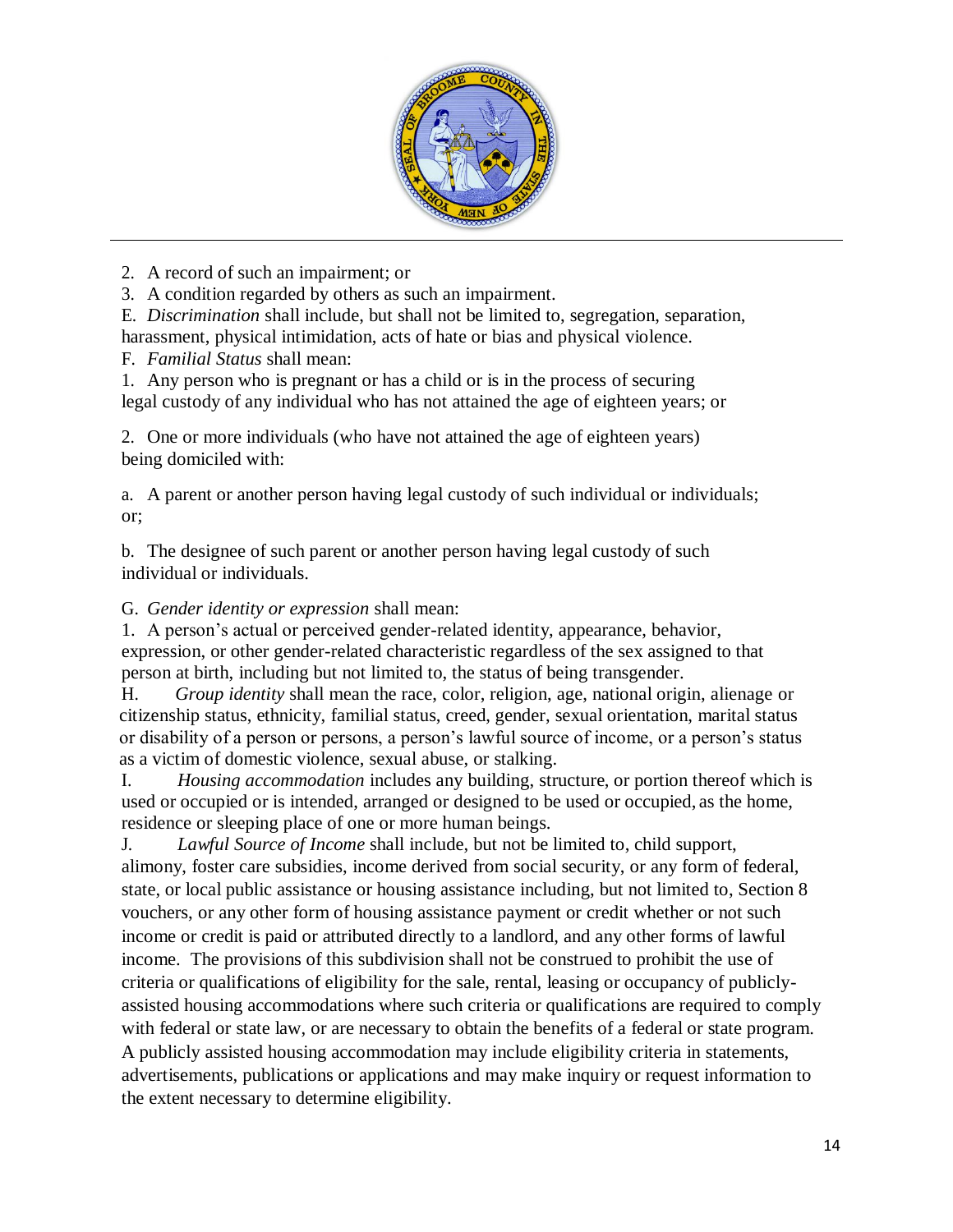2. A record of such an impairment; or
3. A condition regarded by others as such an impairment.

E. *Discrimination* shall include, but shall not be limited to, segregation, separation, harassment, physical intimidation, acts of hate or bias and physical violence.

F. *Familial Status* shall mean:

1. Any person who is pregnant or has a child or is in the process of securing legal custody of any individual who has not attained the age of eighteen years; or

2. One or more individuals (who have not attained the age of eighteen years) being domiciled with:

a. A parent or another person having legal custody of such individual or individuals; or;

b. The designee of such parent or another person having legal custody of such individual or individuals.

G. *Gender identity or expression* shall mean:

1. A person's actual or perceived gender-related identity, appearance, behavior, expression, or other gender-related characteristic regardless of the sex assigned to that person at birth, including but not limited to, the status of being transgender.

H. *Group identity* shall mean the race, color, religion, age, national origin, alienage or citizenship status, ethnicity, familial status, creed, gender, sexual orientation, marital status or disability of a person or persons, a person's lawful source of income, or a person's status as a victim of domestic violence, sexual abuse, or stalking.

I. *Housing accommodation* includes any building, structure, or portion thereof which is used or occupied or is intended, arranged or designed to be used or occupied, as the home, residence or sleeping place of one or more human beings.

J. *Lawful Source of Income* shall include, but not be limited to, child support, alimony, foster care subsidies, income derived from social security, or any form of federal, state, or local public assistance or housing assistance including, but not limited to, Section 8 vouchers, or any other form of housing assistance payment or credit whether or not such income or credit is paid or attributed directly to a landlord, and any other forms of lawful income. The provisions of this subdivision shall not be construed to prohibit the use of criteria or qualifications of eligibility for the sale, rental, leasing or occupancy of publicly-assisted housing accommodations where such criteria or qualifications are required to comply with federal or state law, or are necessary to obtain the benefits of a federal or state program. A publicly assisted housing accommodation may include eligibility criteria in statements, advertisements, publications or applications and may make inquiry or request information to the extent necessary to determine eligibility.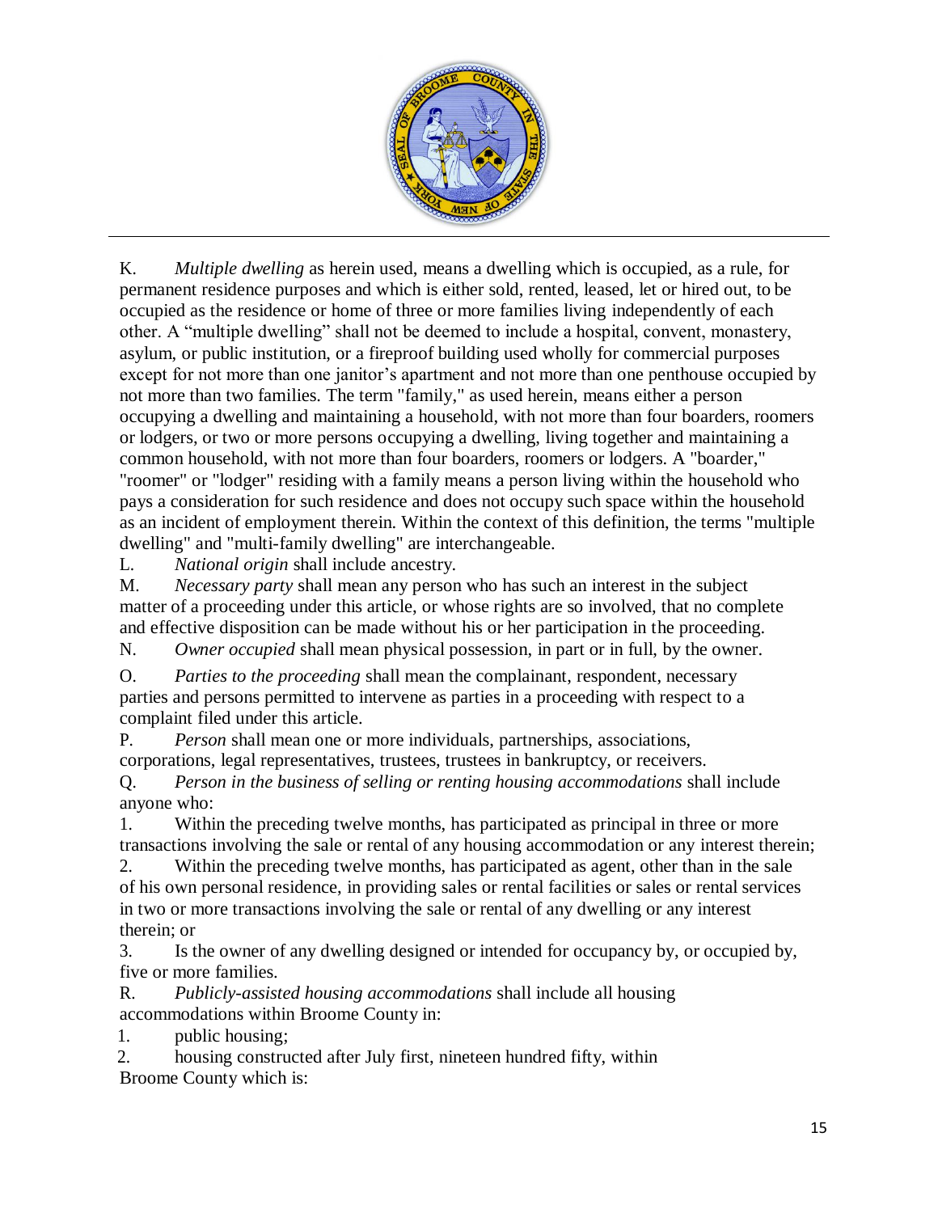K. *Multiple dwelling* as herein used, means a dwelling which is occupied, as a rule, for permanent residence purposes and which is either sold, rented, leased, let or hired out, to be occupied as the residence or home of three or more families living independently of each other. A "multiple dwelling" shall not be deemed to include a hospital, convent, monastery, asylum, or public institution, or a fireproof building used wholly for commercial purposes except for not more than one janitor's apartment and not more than one penthouse occupied by not more than two families. The term "family," as used herein, means either a person occupying a dwelling and maintaining a household, with not more than four boarders, roomers or lodgers, or two or more persons occupying a dwelling, living together and maintaining a common household, with not more than four boarders, roomers or lodgers. A "boarder," "roomer" or "lodger" residing with a family means a person living within the household who pays a consideration for such residence and does not occupy such space within the household as an incident of employment therein. Within the context of this definition, the terms "multiple dwelling" and "multi-family dwelling" are interchangeable.

L. *National origin* shall include ancestry.

M. *Necessary party* shall mean any person who has such an interest in the subject matter of a proceeding under this article, or whose rights are so involved, that no complete and effective disposition can be made without his or her participation in the proceeding.

N. *Owner occupied* shall mean physical possession, in part or in full, by the owner.

O. *Parties to the proceeding* shall mean the complainant, respondent, necessary parties and persons permitted to intervene as parties in a proceeding with respect to a complaint filed under this article.

P. *Person* shall mean one or more individuals, partnerships, associations, corporations, legal representatives, trustees, trustees in bankruptcy, or receivers.

Q. *Person in the business of selling or renting housing accommodations* shall include anyone who:

1. Within the preceding twelve months, has participated as principal in three or more transactions involving the sale or rental of any housing accommodation or any interest therein;
2. Within the preceding twelve months, has participated as agent, other than in the sale of his own personal residence, in providing sales or rental facilities or sales or rental services in two or more transactions involving the sale or rental of any dwelling or any interest therein; or
3. Is the owner of any dwelling designed or intended for occupancy by, or occupied by, five or more families.

R. *Publicly-assisted housing accommodations* shall include all housing accommodations within Broome County in:

1. public housing;
2. housing constructed after July first, nineteen hundred fifty, within Broome County which is: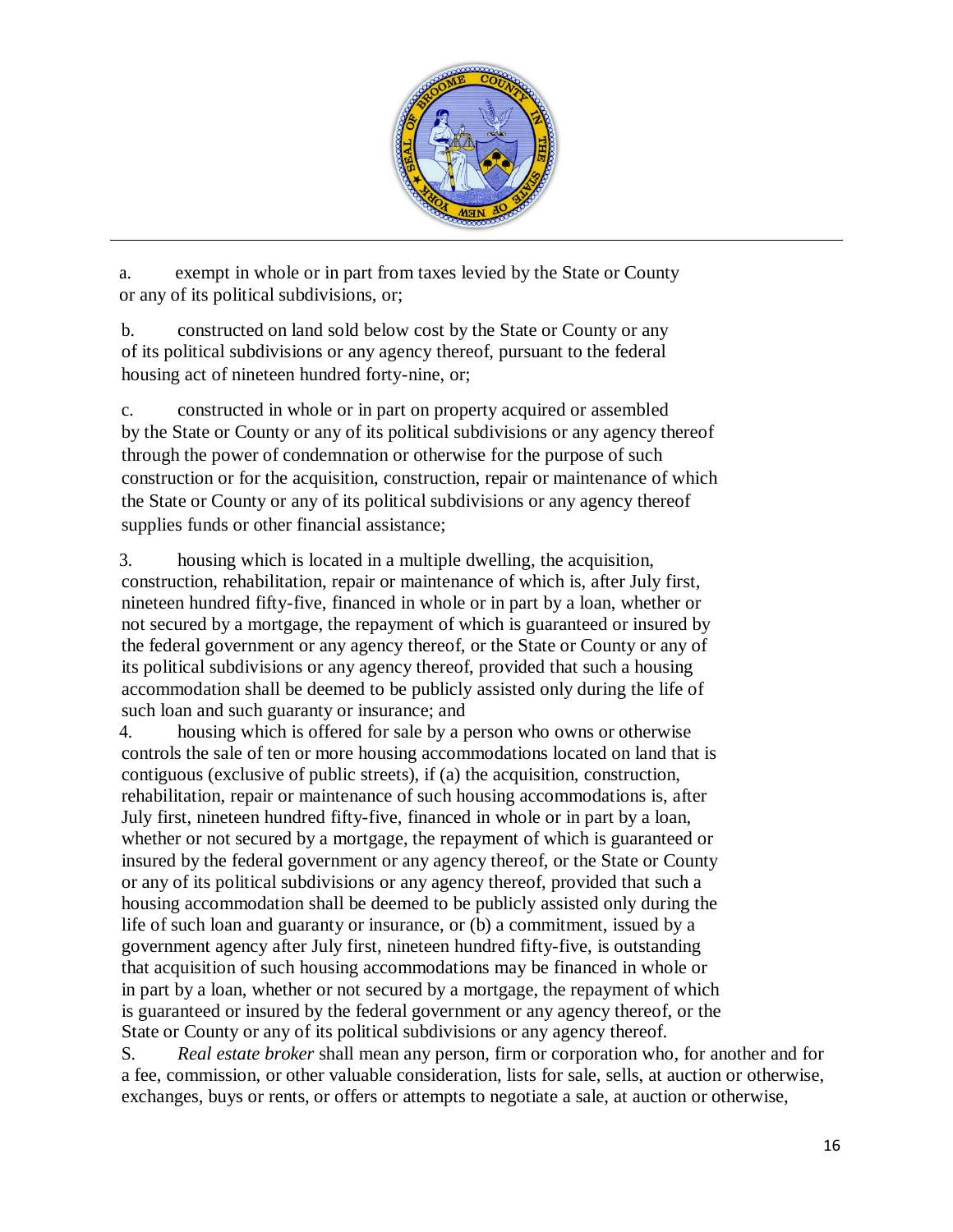a. exempt in whole or in part from taxes levied by the State or County or any of its political subdivisions, or;

b. constructed on land sold below cost by the State or County or any of its political subdivisions or any agency thereof, pursuant to the federal housing act of nineteen hundred forty-nine, or;

c. constructed in whole or in part on property acquired or assembled by the State or County or any of its political subdivisions or any agency thereof through the power of condemnation or otherwise for the purpose of such construction or for the acquisition, construction, repair or maintenance of which the State or County or any of its political subdivisions or any agency thereof supplies funds or other financial assistance;

3. housing which is located in a multiple dwelling, the acquisition, construction, rehabilitation, repair or maintenance of which is, after July first, nineteen hundred fifty-five, financed in whole or in part by a loan, whether or not secured by a mortgage, the repayment of which is guaranteed or insured by the federal government or any agency thereof, or the State or County or any of its political subdivisions or any agency thereof, provided that such a housing accommodation shall be deemed to be publicly assisted only during the life of such loan and such guaranty or insurance; and

4. housing which is offered for sale by a person who owns or otherwise controls the sale of ten or more housing accommodations located on land that is contiguous (exclusive of public streets), if (a) the acquisition, construction, rehabilitation, repair or maintenance of such housing accommodations is, after July first, nineteen hundred fifty-five, financed in whole or in part by a loan, whether or not secured by a mortgage, the repayment of which is guaranteed or insured by the federal government or any agency thereof, or the State or County or any of its political subdivisions or any agency thereof, provided that such a housing accommodation shall be deemed to be publicly assisted only during the life of such loan and guaranty or insurance, or (b) a commitment, issued by a government agency after July first, nineteen hundred fifty-five, is outstanding that acquisition of such housing accommodations may be financed in whole or in part by a loan, whether or not secured by a mortgage, the repayment of which is guaranteed or insured by the federal government or any agency thereof, or the State or County or any of its political subdivisions or any agency thereof.

S. *Real estate broker* shall mean any person, firm or corporation who, for another and for a fee, commission, or other valuable consideration, lists for sale, sells, at auction or otherwise, exchanges, buys or rents, or offers or attempts to negotiate a sale, at auction or otherwise,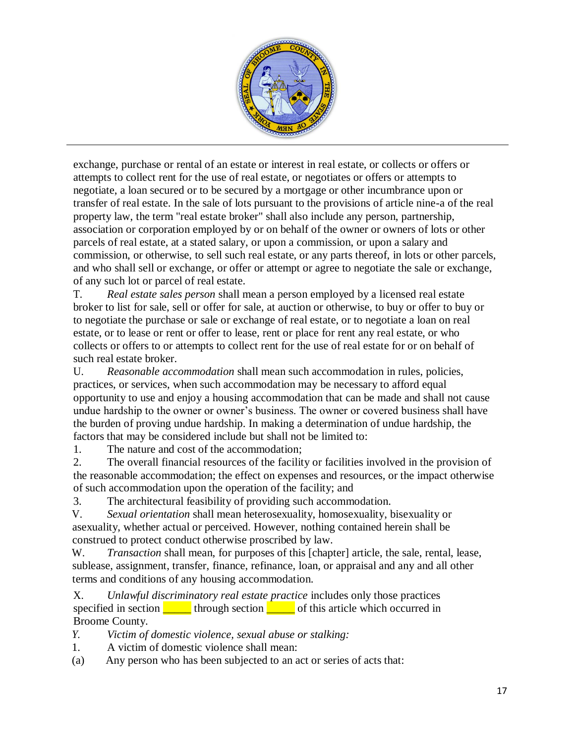exchange, purchase or rental of an estate or interest in real estate, or collects or offers or attempts to collect rent for the use of real estate, or negotiates or offers or attempts to negotiate, a loan secured or to be secured by a mortgage or other incumbrance upon or transfer of real estate. In the sale of lots pursuant to the provisions of article nine-a of the real property law, the term "real estate broker" shall also include any person, partnership, association or corporation employed by or on behalf of the owner or owners of lots or other parcels of real estate, at a stated salary, or upon a commission, or upon a salary and commission, or otherwise, to sell such real estate, or any parts thereof, in lots or other parcels, and who shall sell or exchange, or offer or attempt or agree to negotiate the sale or exchange, of any such lot or parcel of real estate.

T. *Real estate sales person* shall mean a person employed by a licensed real estate broker to list for sale, sell or offer for sale, at auction or otherwise, to buy or offer to buy or to negotiate the purchase or sale or exchange of real estate, or to negotiate a loan on real estate, or to lease or rent or offer to lease, rent or place for rent any real estate, or who collects or offers to or attempts to collect rent for the use of real estate for or on behalf of such real estate broker.

U. *Reasonable accommodation* shall mean such accommodation in rules, policies, practices, or services, when such accommodation may be necessary to afford equal opportunity to use and enjoy a housing accommodation that can be made and shall not cause undue hardship to the owner or owner's business. The owner or covered business shall have the burden of proving undue hardship. In making a determination of undue hardship, the factors that may be considered include but shall not be limited to:

1. The nature and cost of the accommodation;
2. The overall financial resources of the facility or facilities involved in the provision of the reasonable accommodation; the effect on expenses and resources, or the impact otherwise of such accommodation upon the operation of the facility; and
3. The architectural feasibility of providing such accommodation.

V. *Sexual orientation* shall mean heterosexuality, homosexuality, bisexuality or asexuality, whether actual or perceived. However, nothing contained herein shall be construed to protect conduct otherwise proscribed by law.

W. *Transaction* shall mean, for purposes of this [chapter] article, the sale, rental, lease, sublease, assignment, transfer, finance, refinance, loan, or appraisal and any and all other terms and conditions of any housing accommodation.

X. *Unlawful discriminatory real estate practice* includes only those practices specified in section _____ through section _____ of this article which occurred in Broome County.

*Y. Victim of domestic violence, sexual abuse or stalking:*

1. A victim of domestic violence shall mean:

(a) Any person who has been subjected to an act or series of acts that: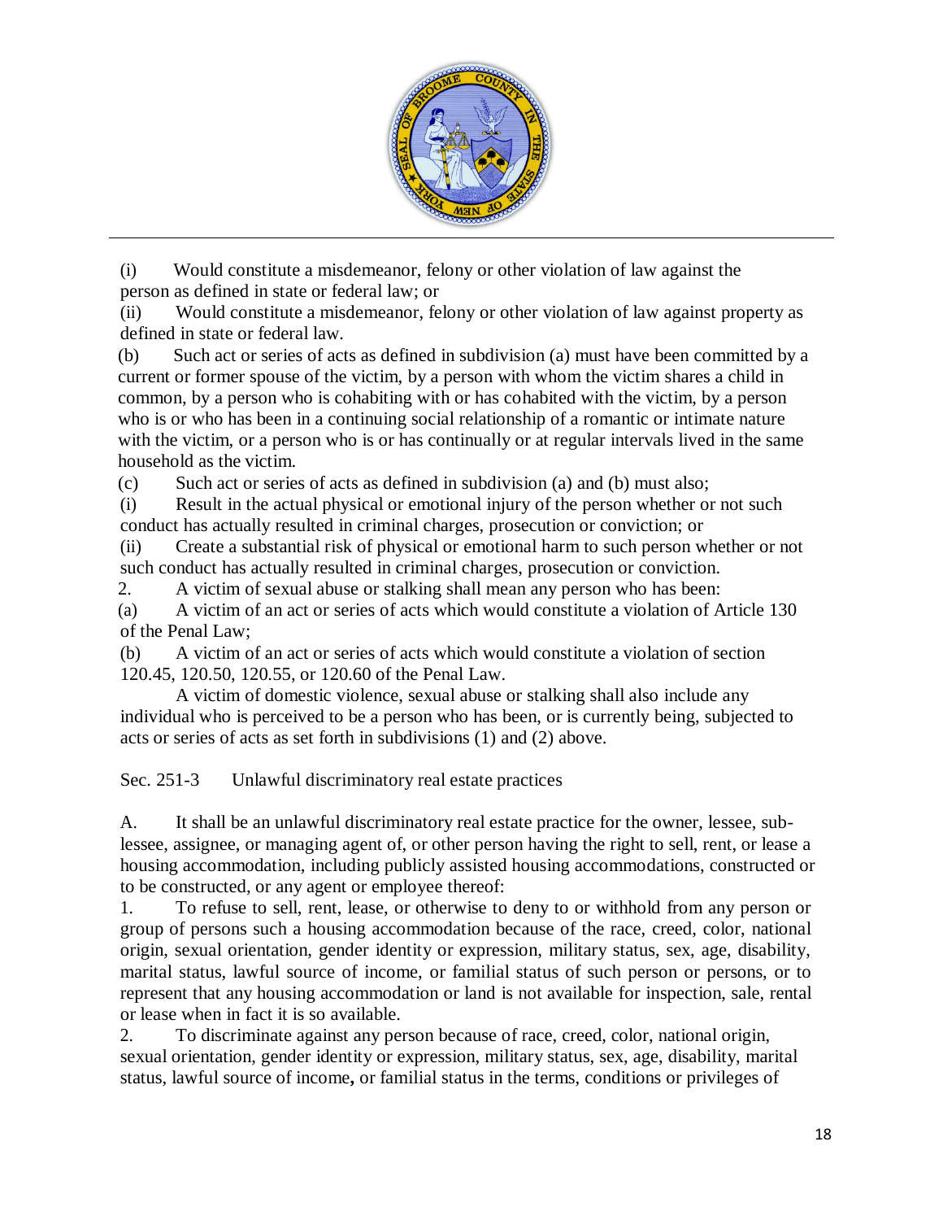(i) Would constitute a misdemeanor, felony or other violation of law against the person as defined in state or federal law; or

(ii) Would constitute a misdemeanor, felony or other violation of law against property as defined in state or federal law.

(b) Such act or series of acts as defined in subdivision (a) must have been committed by a current or former spouse of the victim, by a person with whom the victim shares a child in common, by a person who is cohabiting with or has cohabited with the victim, by a person who is or who has been in a continuing social relationship of a romantic or intimate nature with the victim, or a person who is or has continually or at regular intervals lived in the same household as the victim.

(c) Such act or series of acts as defined in subdivision (a) and (b) must also;

(i) Result in the actual physical or emotional injury of the person whether or not such conduct has actually resulted in criminal charges, prosecution or conviction; or

(ii) Create a substantial risk of physical or emotional harm to such person whether or not such conduct has actually resulted in criminal charges, prosecution or conviction.

2. A victim of sexual abuse or stalking shall mean any person who has been:

(a) A victim of an act or series of acts which would constitute a violation of Article 130 of the Penal Law;

(b) A victim of an act or series of acts which would constitute a violation of section 120.45, 120.50, 120.55, or 120.60 of the Penal Law.

A victim of domestic violence, sexual abuse or stalking shall also include any individual who is perceived to be a person who has been, or is currently being, subjected to acts or series of acts as set forth in subdivisions (1) and (2) above.

Sec. 251-3 Unlawful discriminatory real estate practices

A. It shall be an unlawful discriminatory real estate practice for the owner, lessee, sub-lessee, assignee, or managing agent of, or other person having the right to sell, rent, or lease a housing accommodation, including publicly assisted housing accommodations, constructed or to be constructed, or any agent or employee thereof:

1. To refuse to sell, rent, lease, or otherwise to deny to or withhold from any person or group of persons such a housing accommodation because of the race, creed, color, national origin, sexual orientation, gender identity or expression, military status, sex, age, disability, marital status, lawful source of income, or familial status of such person or persons, or to represent that any housing accommodation or land is not available for inspection, sale, rental or lease when in fact it is so available.

2. To discriminate against any person because of race, creed, color, national origin, sexual orientation, gender identity or expression, military status, sex, age, disability, marital status, lawful source of income**,** or familial status in the terms, conditions or privileges of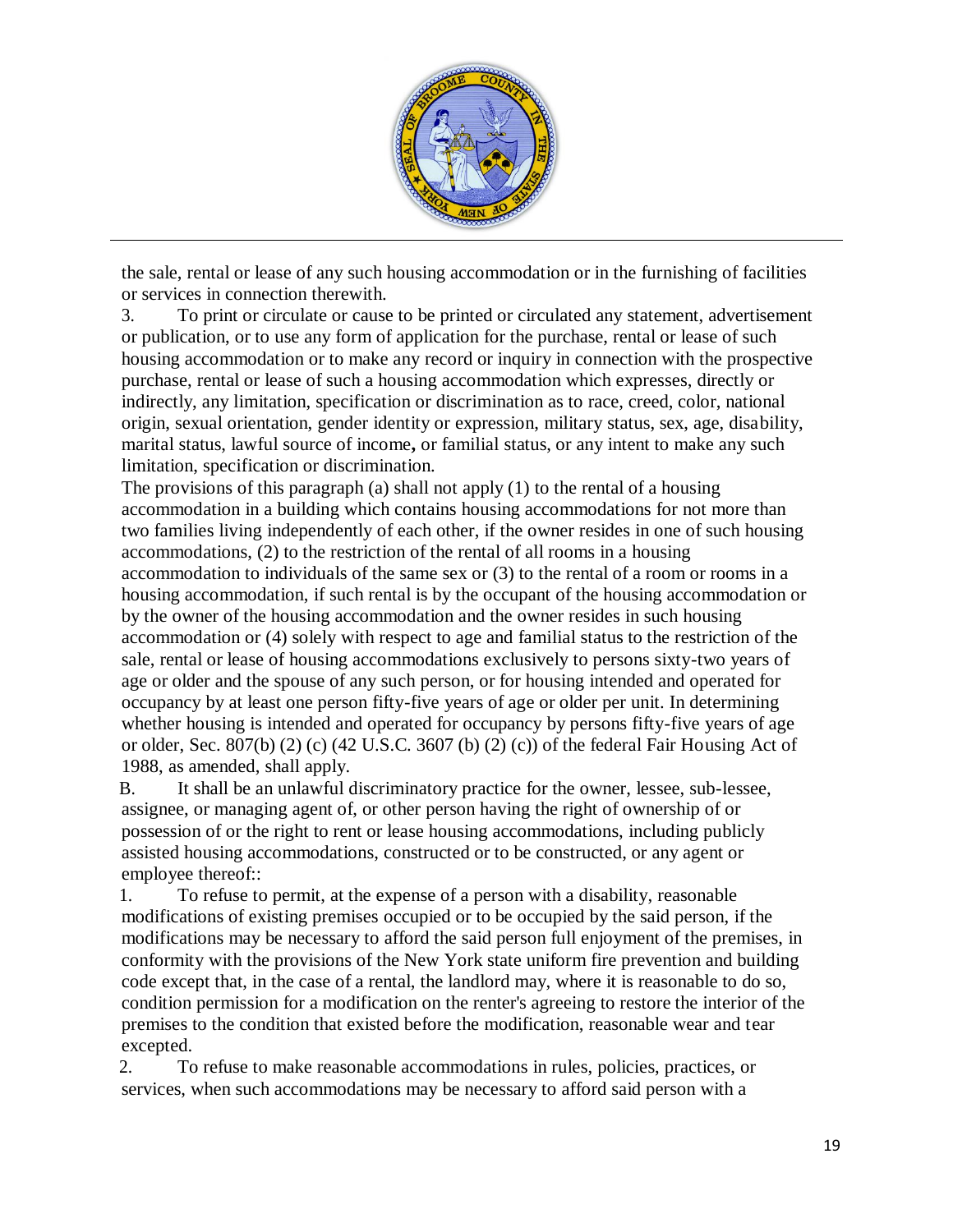the sale, rental or lease of any such housing accommodation or in the furnishing of facilities or services in connection therewith.

3. To print or circulate or cause to be printed or circulated any statement, advertisement or publication, or to use any form of application for the purchase, rental or lease of such housing accommodation or to make any record or inquiry in connection with the prospective purchase, rental or lease of such a housing accommodation which expresses, directly or indirectly, any limitation, specification or discrimination as to race, creed, color, national origin, sexual orientation, gender identity or expression, military status, sex, age, disability, marital status, lawful source of income**,** or familial status, or any intent to make any such limitation, specification or discrimination.

The provisions of this paragraph (a) shall not apply (1) to the rental of a housing accommodation in a building which contains housing accommodations for not more than two families living independently of each other, if the owner resides in one of such housing accommodations, (2) to the restriction of the rental of all rooms in a housing accommodation to individuals of the same sex or (3) to the rental of a room or rooms in a housing accommodation, if such rental is by the occupant of the housing accommodation or by the owner of the housing accommodation and the owner resides in such housing accommodation or (4) solely with respect to age and familial status to the restriction of the sale, rental or lease of housing accommodations exclusively to persons sixty-two years of age or older and the spouse of any such person, or for housing intended and operated for occupancy by at least one person fifty-five years of age or older per unit. In determining whether housing is intended and operated for occupancy by persons fifty-five years of age or older, Sec. 807(b) (2) (c) (42 U.S.C. 3607 (b) (2) (c)) of the federal Fair Housing Act of 1988, as amended, shall apply.

B. It shall be an unlawful discriminatory practice for the owner, lessee, sub-lessee, assignee, or managing agent of, or other person having the right of ownership of or possession of or the right to rent or lease housing accommodations, including publicly assisted housing accommodations, constructed or to be constructed, or any agent or employee thereof::

1. To refuse to permit, at the expense of a person with a disability, reasonable modifications of existing premises occupied or to be occupied by the said person, if the modifications may be necessary to afford the said person full enjoyment of the premises, in conformity with the provisions of the New York state uniform fire prevention and building code except that, in the case of a rental, the landlord may, where it is reasonable to do so, condition permission for a modification on the renter's agreeing to restore the interior of the premises to the condition that existed before the modification, reasonable wear and tear excepted.

2. To refuse to make reasonable accommodations in rules, policies, practices, or services, when such accommodations may be necessary to afford said person with a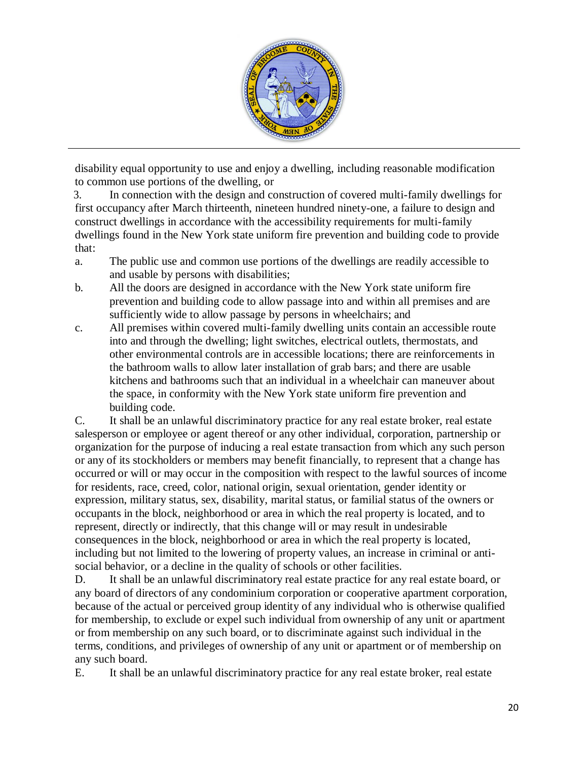disability equal opportunity to use and enjoy a dwelling, including reasonable modification to common use portions of the dwelling, or

3. In connection with the design and construction of covered multi-family dwellings for first occupancy after March thirteenth, nineteen hundred ninety-one, a failure to design and construct dwellings in accordance with the accessibility requirements for multi-family dwellings found in the New York state uniform fire prevention and building code to provide that:

a. The public use and common use portions of the dwellings are readily accessible to and usable by persons with disabilities;

b. All the doors are designed in accordance with the New York state uniform fire prevention and building code to allow passage into and within all premises and are sufficiently wide to allow passage by persons in wheelchairs; and

c. All premises within covered multi-family dwelling units contain an accessible route into and through the dwelling; light switches, electrical outlets, thermostats, and other environmental controls are in accessible locations; there are reinforcements in the bathroom walls to allow later installation of grab bars; and there are usable kitchens and bathrooms such that an individual in a wheelchair can maneuver about the space, in conformity with the New York state uniform fire prevention and building code.

C. It shall be an unlawful discriminatory practice for any real estate broker, real estate salesperson or employee or agent thereof or any other individual, corporation, partnership or organization for the purpose of inducing a real estate transaction from which any such person or any of its stockholders or members may benefit financially, to represent that a change has occurred or will or may occur in the composition with respect to the lawful sources of income for residents, race, creed, color, national origin, sexual orientation, gender identity or expression, military status, sex, disability, marital status, or familial status of the owners or occupants in the block, neighborhood or area in which the real property is located, and to represent, directly or indirectly, that this change will or may result in undesirable consequences in the block, neighborhood or area in which the real property is located, including but not limited to the lowering of property values, an increase in criminal or anti-social behavior, or a decline in the quality of schools or other facilities.

D. It shall be an unlawful discriminatory real estate practice for any real estate board, or any board of directors of any condominium corporation or cooperative apartment corporation, because of the actual or perceived group identity of any individual who is otherwise qualified for membership, to exclude or expel such individual from ownership of any unit or apartment or from membership on any such board, or to discriminate against such individual in the terms, conditions, and privileges of ownership of any unit or apartment or of membership on any such board.

E. It shall be an unlawful discriminatory practice for any real estate broker, real estate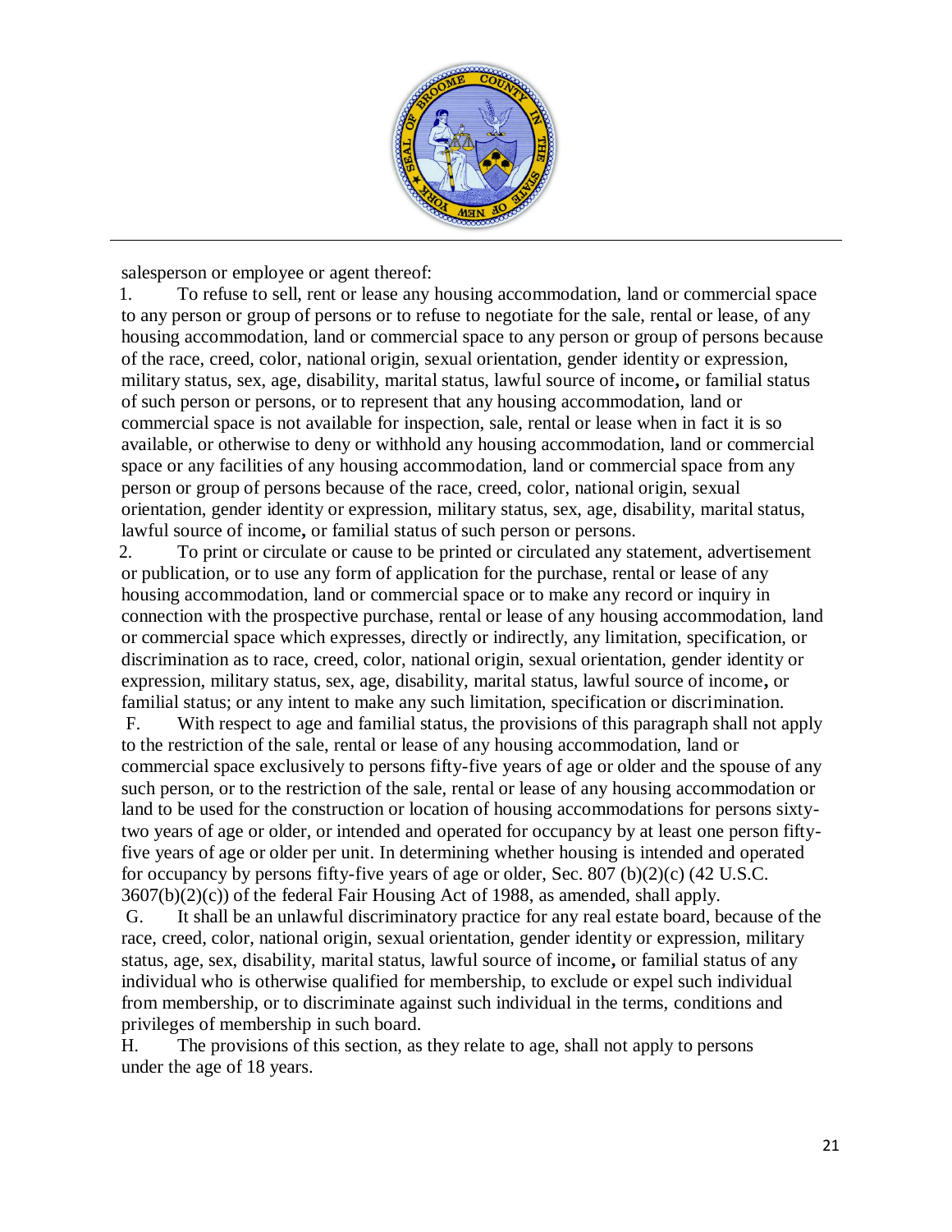salesperson or employee or agent thereof:

1. To refuse to sell, rent or lease any housing accommodation, land or commercial space to any person or group of persons or to refuse to negotiate for the sale, rental or lease, of any housing accommodation, land or commercial space to any person or group of persons because of the race, creed, color, national origin, sexual orientation, gender identity or expression, military status, sex, age, disability, marital status, lawful source of income**,** or familial status of such person or persons, or to represent that any housing accommodation, land or commercial space is not available for inspection, sale, rental or lease when in fact it is so available, or otherwise to deny or withhold any housing accommodation, land or commercial space or any facilities of any housing accommodation, land or commercial space from any person or group of persons because of the race, creed, color, national origin, sexual orientation, gender identity or expression, military status, sex, age, disability, marital status, lawful source of income**,** or familial status of such person or persons.
2. To print or circulate or cause to be printed or circulated any statement, advertisement or publication, or to use any form of application for the purchase, rental or lease of any housing accommodation, land or commercial space or to make any record or inquiry in connection with the prospective purchase, rental or lease of any housing accommodation, land or commercial space which expresses, directly or indirectly, any limitation, specification, or discrimination as to race, creed, color, national origin, sexual orientation, gender identity or expression, military status, sex, age, disability, marital status, lawful source of income**,** or familial status; or any intent to make any such limitation, specification or discrimination.

F. With respect to age and familial status, the provisions of this paragraph shall not apply to the restriction of the sale, rental or lease of any housing accommodation, land or commercial space exclusively to persons fifty-five years of age or older and the spouse of any such person, or to the restriction of the sale, rental or lease of any housing accommodation or land to be used for the construction or location of housing accommodations for persons sixty-two years of age or older, or intended and operated for occupancy by at least one person fifty-five years of age or older per unit. In determining whether housing is intended and operated for occupancy by persons fifty-five years of age or older, Sec. 807 (b)(2)(c) (42 U.S.C. 3607(b)(2)(c)) of the federal Fair Housing Act of 1988, as amended, shall apply.

G. It shall be an unlawful discriminatory practice for any real estate board, because of the race, creed, color, national origin, sexual orientation, gender identity or expression, military status, age, sex, disability, marital status, lawful source of income**,** or familial status of any individual who is otherwise qualified for membership, to exclude or expel such individual from membership, or to discriminate against such individual in the terms, conditions and privileges of membership in such board.

H. The provisions of this section, as they relate to age, shall not apply to persons under the age of 18 years.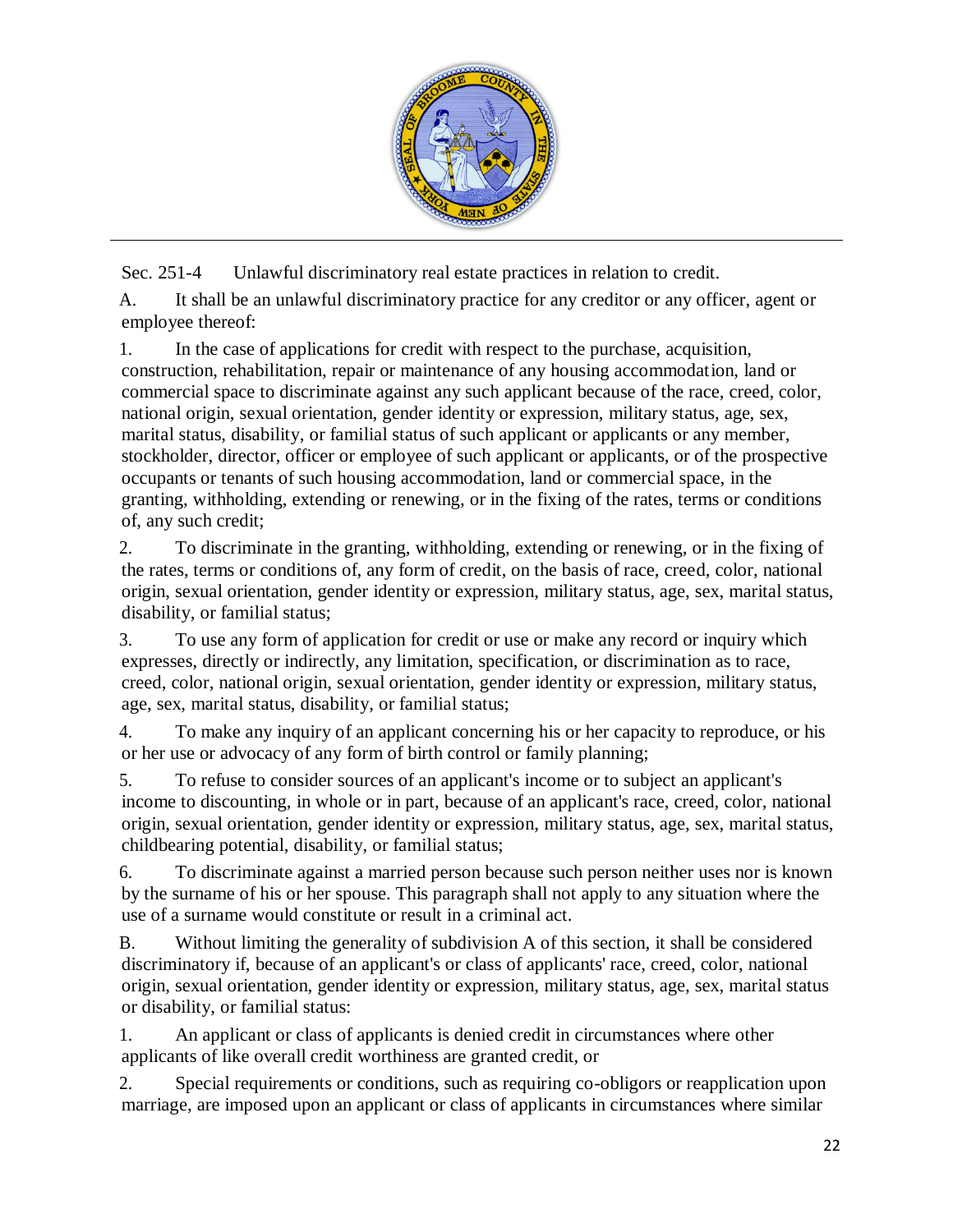Sec. 251-4 Unlawful discriminatory real estate practices in relation to credit.

A. It shall be an unlawful discriminatory practice for any creditor or any officer, agent or employee thereof:

1. In the case of applications for credit with respect to the purchase, acquisition, construction, rehabilitation, repair or maintenance of any housing accommodation, land or commercial space to discriminate against any such applicant because of the race, creed, color, national origin, sexual orientation, gender identity or expression, military status, age, sex, marital status, disability, or familial status of such applicant or applicants or any member, stockholder, director, officer or employee of such applicant or applicants, or of the prospective occupants or tenants of such housing accommodation, land or commercial space, in the granting, withholding, extending or renewing, or in the fixing of the rates, terms or conditions of, any such credit;

2. To discriminate in the granting, withholding, extending or renewing, or in the fixing of the rates, terms or conditions of, any form of credit, on the basis of race, creed, color, national origin, sexual orientation, gender identity or expression, military status, age, sex, marital status, disability, or familial status;

3. To use any form of application for credit or use or make any record or inquiry which expresses, directly or indirectly, any limitation, specification, or discrimination as to race, creed, color, national origin, sexual orientation, gender identity or expression, military status, age, sex, marital status, disability, or familial status;

4. To make any inquiry of an applicant concerning his or her capacity to reproduce, or his or her use or advocacy of any form of birth control or family planning;

5. To refuse to consider sources of an applicant's income or to subject an applicant's income to discounting, in whole or in part, because of an applicant's race, creed, color, national origin, sexual orientation, gender identity or expression, military status, age, sex, marital status, childbearing potential, disability, or familial status;

6. To discriminate against a married person because such person neither uses nor is known by the surname of his or her spouse. This paragraph shall not apply to any situation where the use of a surname would constitute or result in a criminal act.

B. Without limiting the generality of subdivision A of this section, it shall be considered discriminatory if, because of an applicant's or class of applicants' race, creed, color, national origin, sexual orientation, gender identity or expression, military status, age, sex, marital status or disability, or familial status:

1. An applicant or class of applicants is denied credit in circumstances where other applicants of like overall credit worthiness are granted credit, or

2. Special requirements or conditions, such as requiring co-obligors or reapplication upon marriage, are imposed upon an applicant or class of applicants in circumstances where similar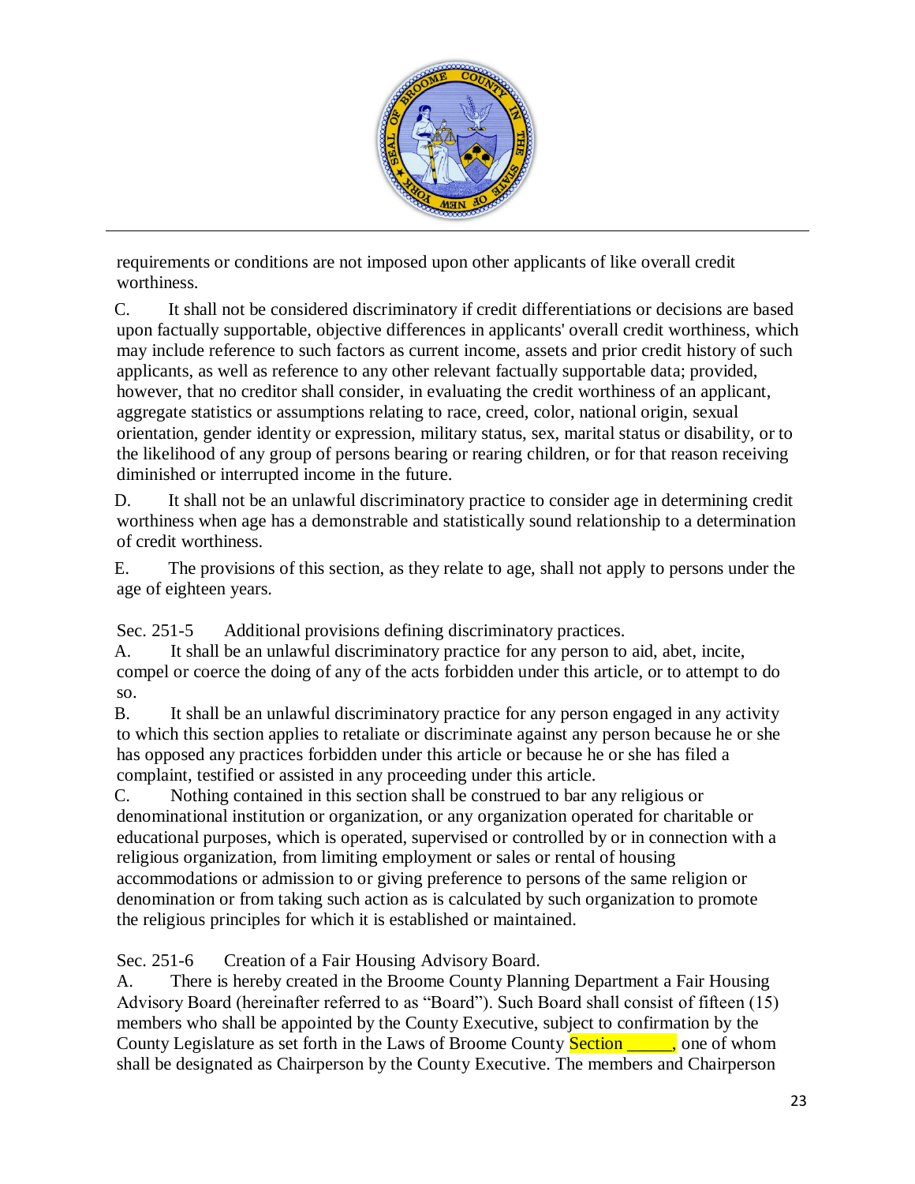requirements or conditions are not imposed upon other applicants of like overall credit worthiness.

C. It shall not be considered discriminatory if credit differentiations or decisions are based upon factually supportable, objective differences in applicants' overall credit worthiness, which may include reference to such factors as current income, assets and prior credit history of such applicants, as well as reference to any other relevant factually supportable data; provided, however, that no creditor shall consider, in evaluating the credit worthiness of an applicant, aggregate statistics or assumptions relating to race, creed, color, national origin, sexual orientation, gender identity or expression, military status, sex, marital status or disability, or to the likelihood of any group of persons bearing or rearing children, or for that reason receiving diminished or interrupted income in the future.

D. It shall not be an unlawful discriminatory practice to consider age in determining credit worthiness when age has a demonstrable and statistically sound relationship to a determination of credit worthiness.

E. The provisions of this section, as they relate to age, shall not apply to persons under the age of eighteen years.

Sec. 251-5 Additional provisions defining discriminatory practices.

A. It shall be an unlawful discriminatory practice for any person to aid, abet, incite, compel or coerce the doing of any of the acts forbidden under this article, or to attempt to do so.

B. It shall be an unlawful discriminatory practice for any person engaged in any activity to which this section applies to retaliate or discriminate against any person because he or she has opposed any practices forbidden under this article or because he or she has filed a complaint, testified or assisted in any proceeding under this article.

C. Nothing contained in this section shall be construed to bar any religious or denominational institution or organization, or any organization operated for charitable or educational purposes, which is operated, supervised or controlled by or in connection with a religious organization, from limiting employment or sales or rental of housing accommodations or admission to or giving preference to persons of the same religion or denomination or from taking such action as is calculated by such organization to promote the religious principles for which it is established or maintained.

Sec. 251-6 Creation of a Fair Housing Advisory Board.

A. There is hereby created in the Broome County Planning Department a Fair Housing Advisory Board (hereinafter referred to as "Board"). Such Board shall consist of fifteen (15) members who shall be appointed by the County Executive, subject to confirmation by the County Legislature as set forth in the Laws of Broome County Section _____, one of whom shall be designated as Chairperson by the County Executive. The members and Chairperson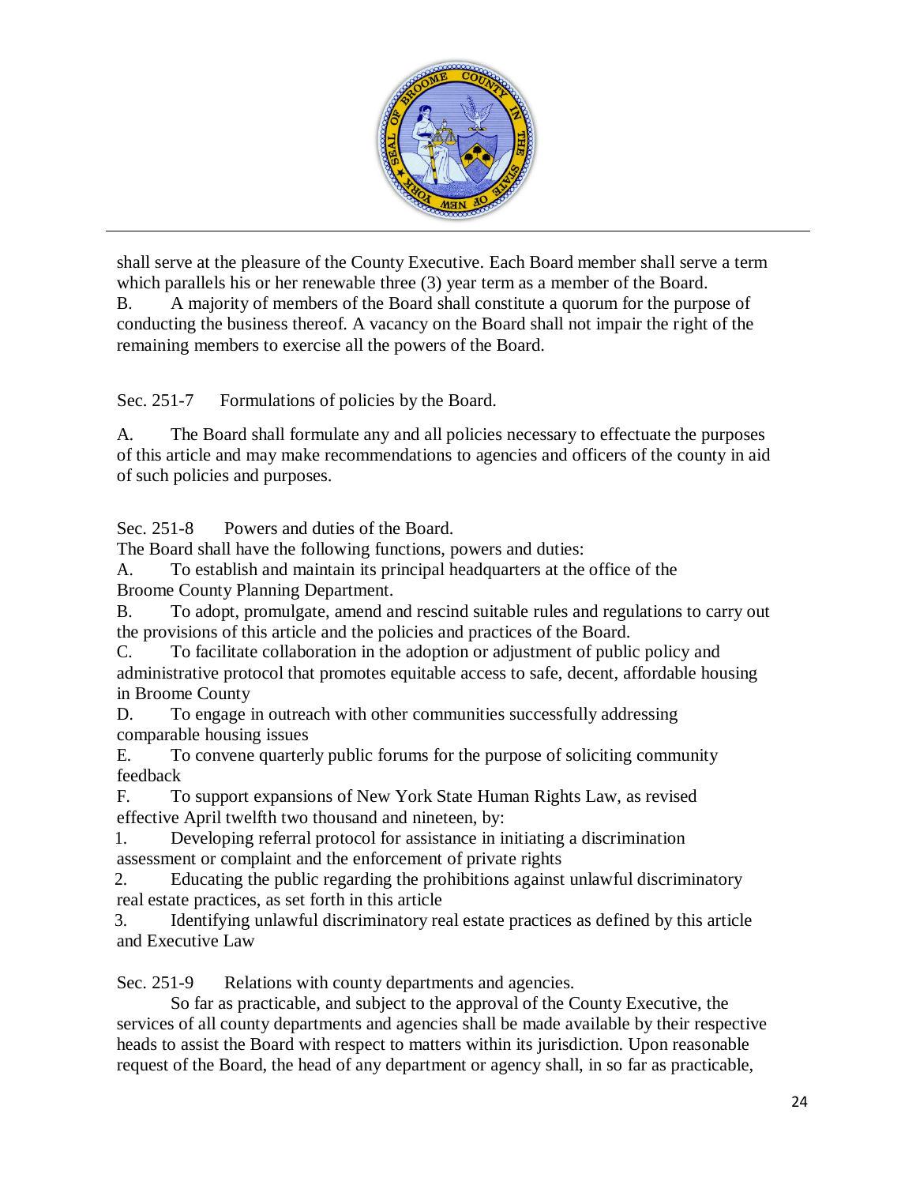shall serve at the pleasure of the County Executive. Each Board member shall serve a term which parallels his or her renewable three (3) year term as a member of the Board.

B. A majority of members of the Board shall constitute a quorum for the purpose of conducting the business thereof. A vacancy on the Board shall not impair the right of the remaining members to exercise all the powers of the Board.

Sec. 251-7 Formulations of policies by the Board.

A. The Board shall formulate any and all policies necessary to effectuate the purposes of this article and may make recommendations to agencies and officers of the county in aid of such policies and purposes.

Sec. 251-8 Powers and duties of the Board.

The Board shall have the following functions, powers and duties:

A. To establish and maintain its principal headquarters at the office of the Broome County Planning Department.

B. To adopt, promulgate, amend and rescind suitable rules and regulations to carry out the provisions of this article and the policies and practices of the Board.

C. To facilitate collaboration in the adoption or adjustment of public policy and administrative protocol that promotes equitable access to safe, decent, affordable housing in Broome County

D. To engage in outreach with other communities successfully addressing comparable housing issues

E. To convene quarterly public forums for the purpose of soliciting community feedback

F. To support expansions of New York State Human Rights Law, as revised effective April twelfth two thousand and nineteen, by:

1. Developing referral protocol for assistance in initiating a discrimination assessment or complaint and the enforcement of private rights
2. Educating the public regarding the prohibitions against unlawful discriminatory real estate practices, as set forth in this article
3. Identifying unlawful discriminatory real estate practices as defined by this article and Executive Law

Sec. 251-9 Relations with county departments and agencies.

So far as practicable, and subject to the approval of the County Executive, the services of all county departments and agencies shall be made available by their respective heads to assist the Board with respect to matters within its jurisdiction. Upon reasonable request of the Board, the head of any department or agency shall, in so far as practicable,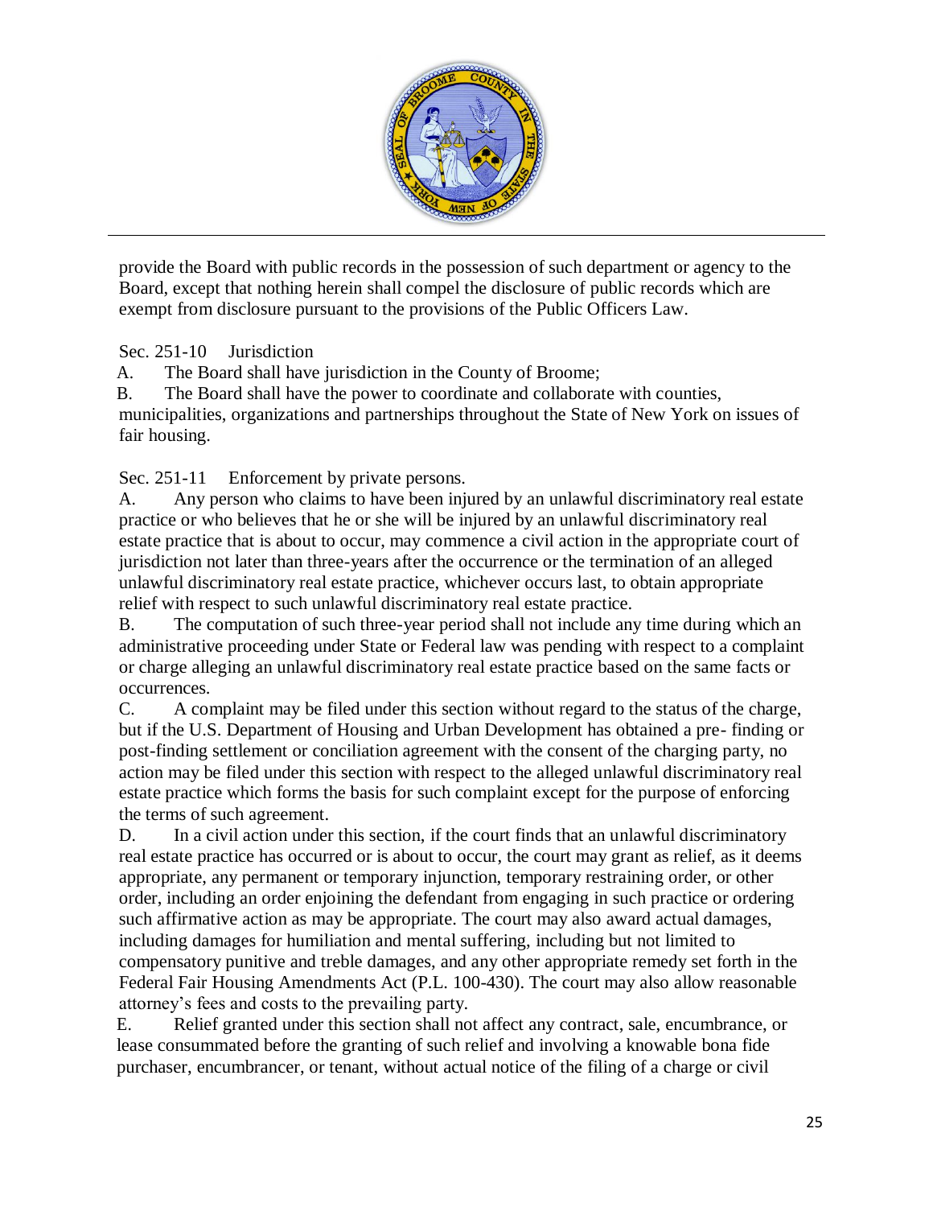provide the Board with public records in the possession of such department or agency to the Board, except that nothing herein shall compel the disclosure of public records which are exempt from disclosure pursuant to the provisions of the Public Officers Law.

Sec. 251-10 Jurisdiction

A. The Board shall have jurisdiction in the County of Broome;

B. The Board shall have the power to coordinate and collaborate with counties, municipalities, organizations and partnerships throughout the State of New York on issues of fair housing.

Sec. 251-11 Enforcement by private persons.

A. Any person who claims to have been injured by an unlawful discriminatory real estate practice or who believes that he or she will be injured by an unlawful discriminatory real estate practice that is about to occur, may commence a civil action in the appropriate court of jurisdiction not later than three-years after the occurrence or the termination of an alleged unlawful discriminatory real estate practice, whichever occurs last, to obtain appropriate relief with respect to such unlawful discriminatory real estate practice.

B. The computation of such three-year period shall not include any time during which an administrative proceeding under State or Federal law was pending with respect to a complaint or charge alleging an unlawful discriminatory real estate practice based on the same facts or occurrences.

C. A complaint may be filed under this section without regard to the status of the charge, but if the U.S. Department of Housing and Urban Development has obtained a pre- finding or post-finding settlement or conciliation agreement with the consent of the charging party, no action may be filed under this section with respect to the alleged unlawful discriminatory real estate practice which forms the basis for such complaint except for the purpose of enforcing the terms of such agreement.

D. In a civil action under this section, if the court finds that an unlawful discriminatory real estate practice has occurred or is about to occur, the court may grant as relief, as it deems appropriate, any permanent or temporary injunction, temporary restraining order, or other order, including an order enjoining the defendant from engaging in such practice or ordering such affirmative action as may be appropriate. The court may also award actual damages, including damages for humiliation and mental suffering, including but not limited to compensatory punitive and treble damages, and any other appropriate remedy set forth in the Federal Fair Housing Amendments Act (P.L. 100-430). The court may also allow reasonable attorney's fees and costs to the prevailing party.

E. Relief granted under this section shall not affect any contract, sale, encumbrance, or lease consummated before the granting of such relief and involving a knowable bona fide purchaser, encumbrancer, or tenant, without actual notice of the filing of a charge or civil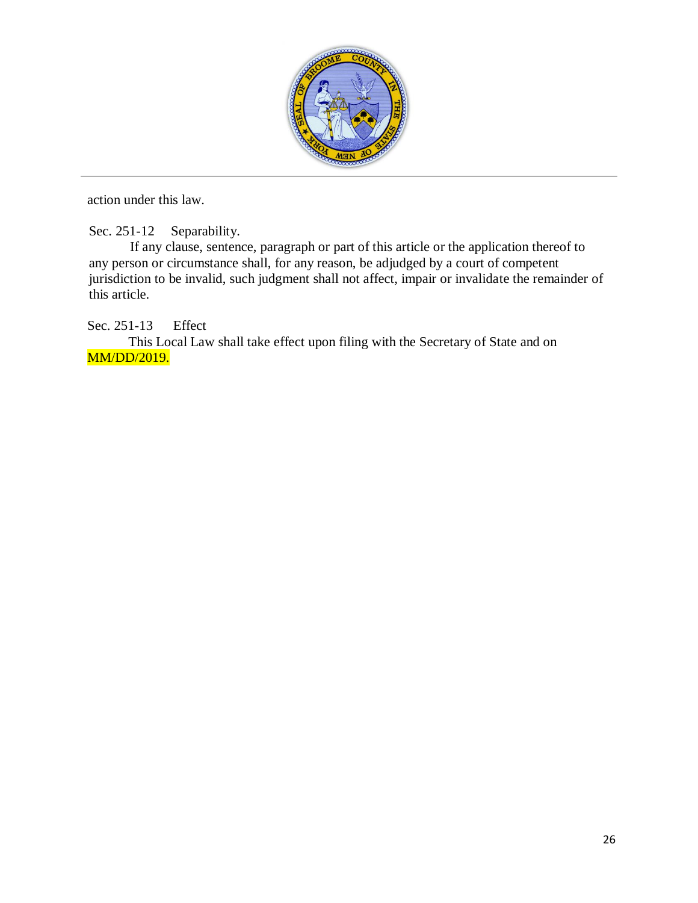action under this law.

Sec. 251-12 Separability.

If any clause, sentence, paragraph or part of this article or the application thereof to any person or circumstance shall, for any reason, be adjudged by a court of competent jurisdiction to be invalid, such judgment shall not affect, impair or invalidate the remainder of this article.

Sec. 251-13 Effect

This Local Law shall take effect upon filing with the Secretary of State and on MM/DD/2019.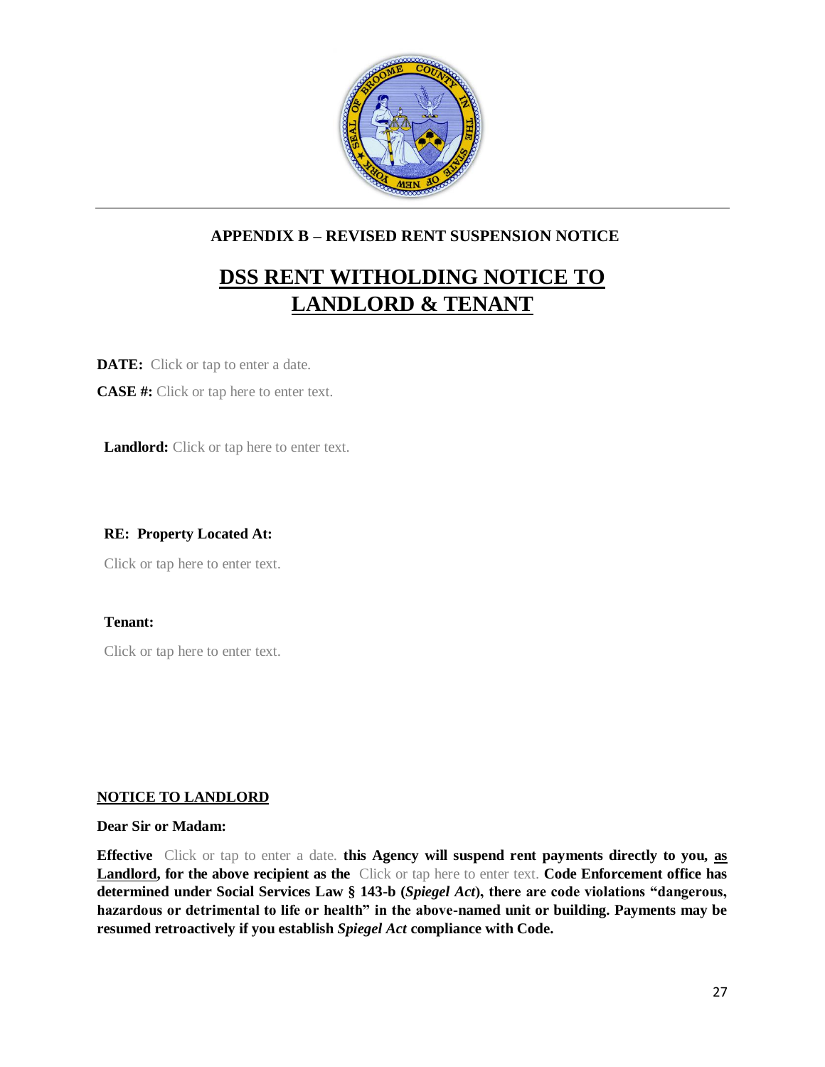## APPENDIX B – REVISED RENT SUSPENSION NOTICE

# DSS RENT WITHOLDING NOTICE TO LANDLORD & TENANT

**DATE:** Click or tap to enter a date.

**CASE #:** Click or tap here to enter text.

**Landlord:** Click or tap here to enter text.

**RE: Property Located At:**

Click or tap here to enter text.

**Tenant:**

Click or tap here to enter text.

**NOTICE TO LANDLORD**

**Dear Sir or Madam:**

**Effective** Click or tap to enter a date. **this Agency will suspend rent payments directly to you, as Landlord, for the above recipient as the** Click or tap here to enter text. **Code Enforcement office has determined under Social Services Law § 143-b (*Spiegel Act*), there are code violations "dangerous, hazardous or detrimental to life or health" in the above-named unit or building. Payments may be resumed retroactively if you establish *Spiegel Act* compliance with Code.**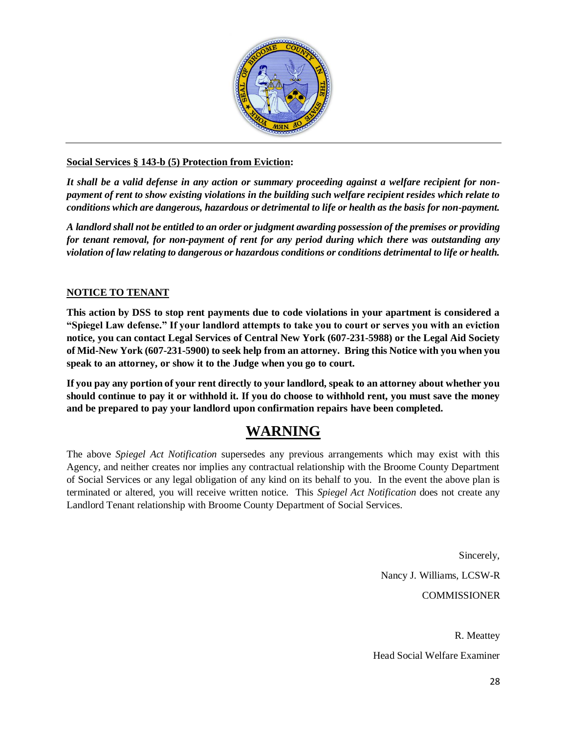**Social Services § 143-b (5) Protection from Eviction:**

***It shall be a valid defense in any action or summary proceeding against a welfare recipient for non-payment of rent to show existing violations in the building such welfare recipient resides which relate to conditions which are dangerous, hazardous or detrimental to life or health as the basis for non-payment.***

***A landlord shall not be entitled to an order or judgment awarding possession of the premises or providing for tenant removal, for non-payment of rent for any period during which there was outstanding any violation of law relating to dangerous or hazardous conditions or conditions detrimental to life or health.***

**NOTICE TO TENANT**

**This action by DSS to stop rent payments due to code violations in your apartment is considered a "Spiegel Law defense." If your landlord attempts to take you to court or serves you with an eviction notice, you can contact Legal Services of Central New York (607-231-5988) or the Legal Aid Society of Mid-New York (607-231-5900) to seek help from an attorney. Bring this Notice with you when you speak to an attorney, or show it to the Judge when you go to court.**

**If you pay any portion of your rent directly to your landlord, speak to an attorney about whether you should continue to pay it or withhold it. If you do choose to withhold rent, you must save the money and be prepared to pay your landlord upon confirmation repairs have been completed.**

## WARNING

The above *Spiegel Act Notification* supersedes any previous arrangements which may exist with this Agency, and neither creates nor implies any contractual relationship with the Broome County Department of Social Services or any legal obligation of any kind on its behalf to you. In the event the above plan is terminated or altered, you will receive written notice. This *Spiegel Act Notification* does not create any Landlord Tenant relationship with Broome County Department of Social Services.

Sincerely,

Nancy J. Williams, LCSW-R

COMMISSIONER

R. Meattey

Head Social Welfare Examiner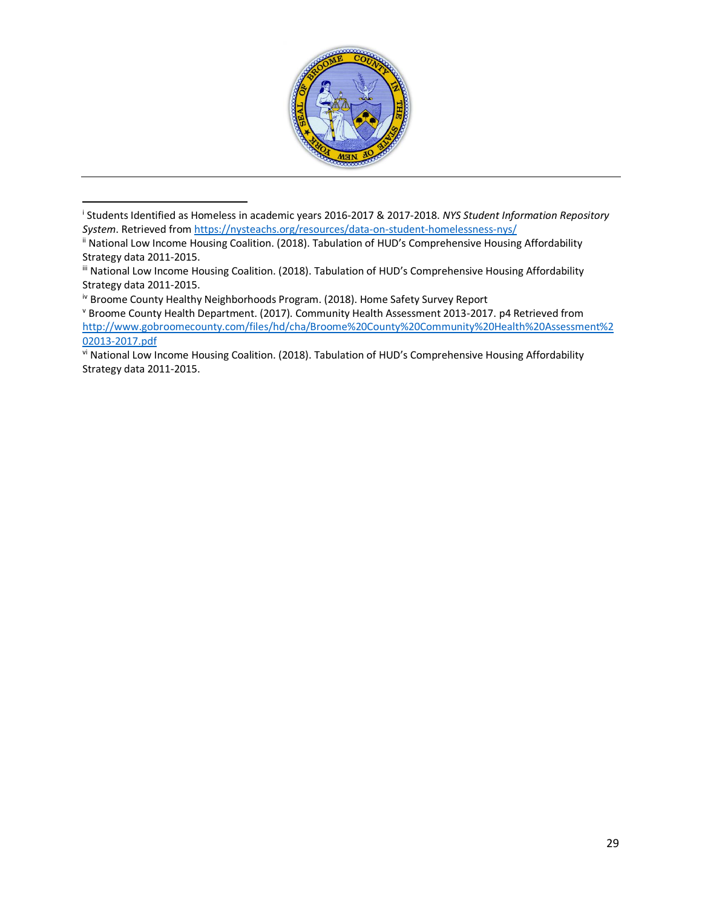[i] Students Identified as Homeless in academic years 2016-2017 & 2017-2018. *NYS Student Information Repository System*. Retrieved from https://nysteachs.org/resources/data-on-student-homelessness-nys/

[ii] National Low Income Housing Coalition. (2018). Tabulation of HUD's Comprehensive Housing Affordability Strategy data 2011-2015.

[iii] National Low Income Housing Coalition. (2018). Tabulation of HUD's Comprehensive Housing Affordability Strategy data 2011-2015.

[iv] Broome County Healthy Neighborhoods Program. (2018). Home Safety Survey Report

[v] Broome County Health Department. (2017). Community Health Assessment 2013-2017. p4 Retrieved from http://www.gobroomecounty.com/files/hd/cha/Broome%20County%20Community%20Health%20Assessment%202013-2017.pdf

[vi] National Low Income Housing Coalition. (2018). Tabulation of HUD's Comprehensive Housing Affordability Strategy data 2011-2015.